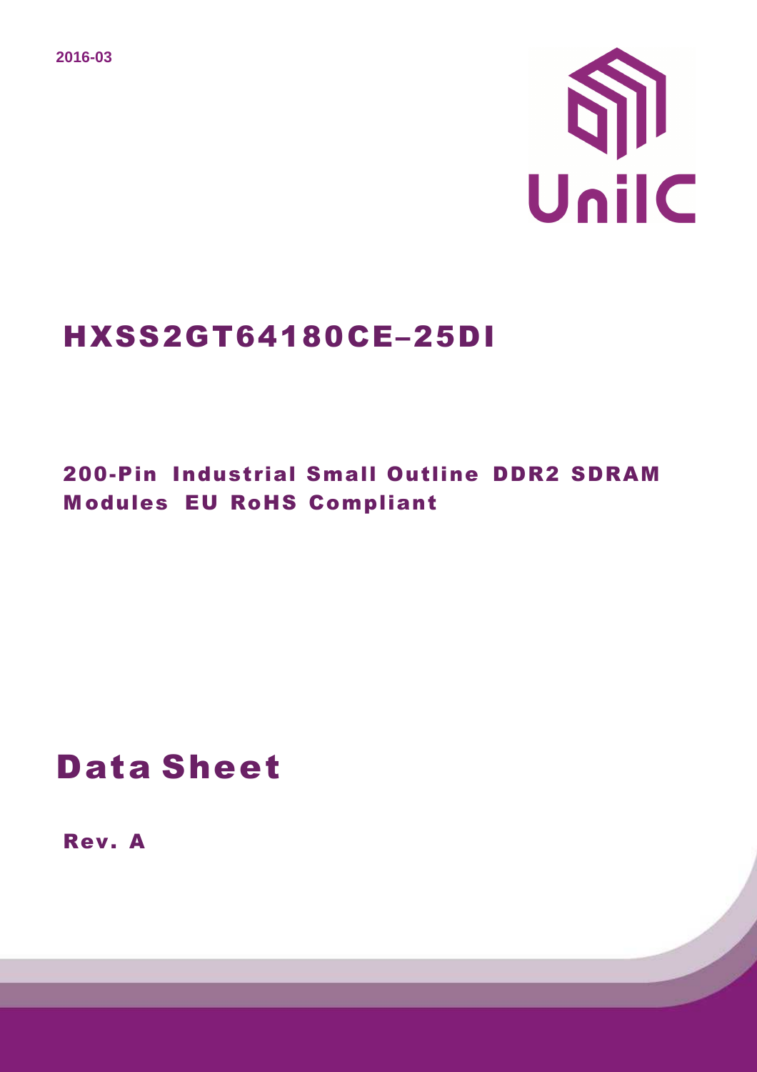2016-03

UniIC

# HXSS2GT64180CE–25DI

## 200-Pin Industrial Small Outline DDR2 SDRAM Modules EU RoHS Compliant

# Data Sheet

**Rev. A**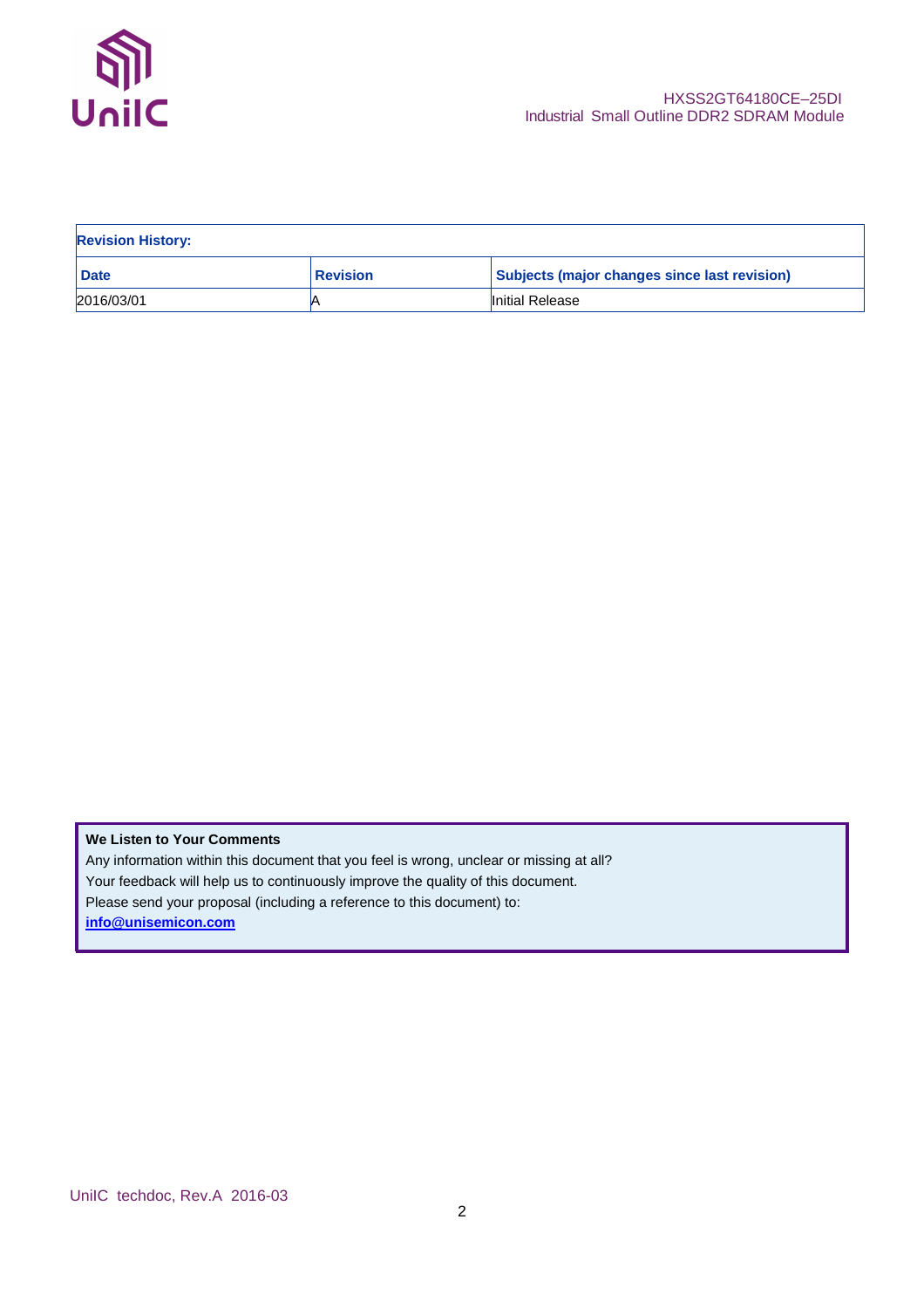**Revision History:**

| Date | Revision | Subjects (major changes since last revision) |
| --- | --- | --- |
| 2016/03/01 | A | Initial Release |

**We Listen to Your Comments**

Any information within this document that you feel is wrong, unclear or missing at all?
Your feedback will help us to continuously improve the quality of this document.
Please send your proposal (including a reference to this document) to:
**info@unisemicon.com**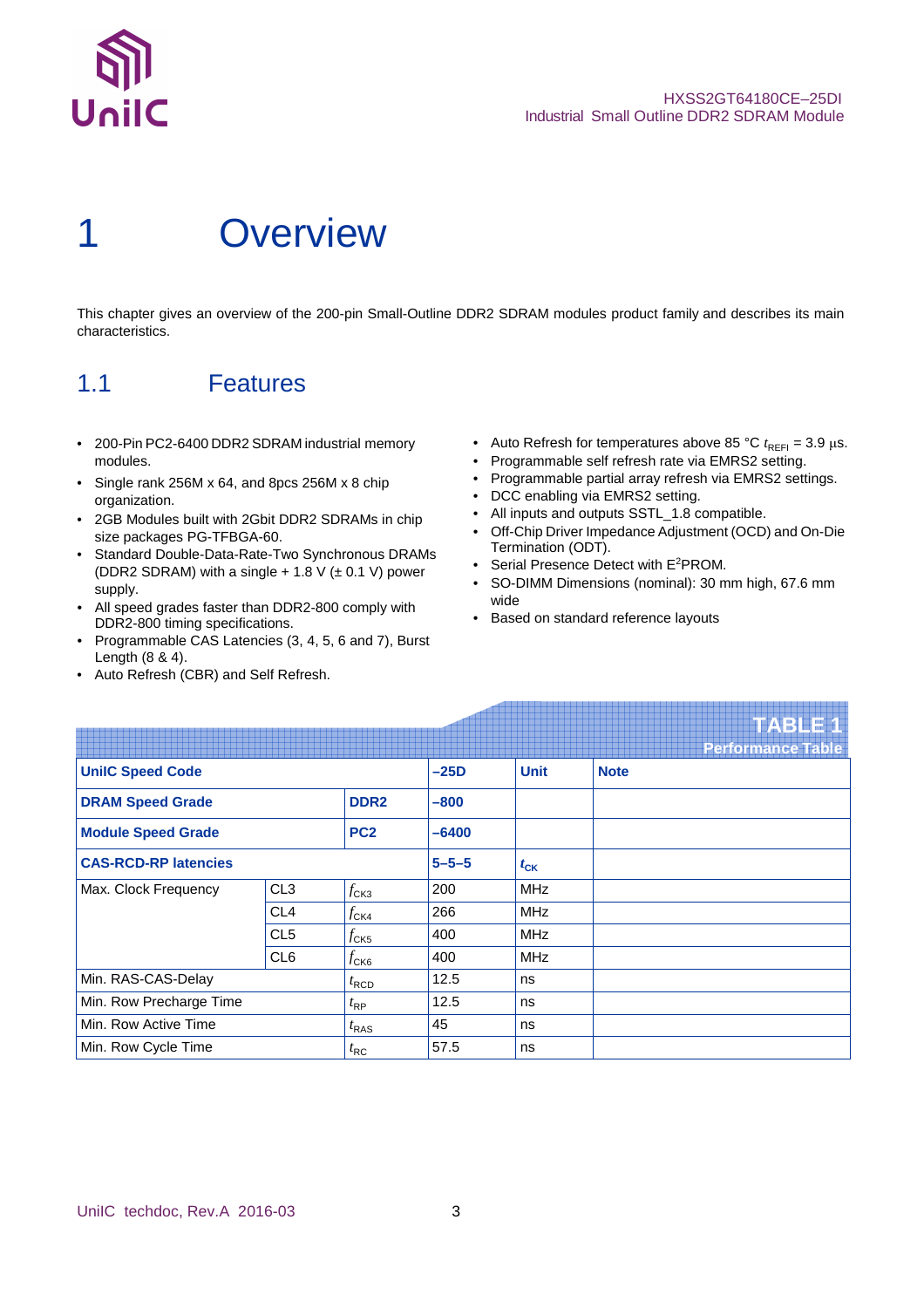# 1 Overview

This chapter gives an overview of the 200-pin Small-Outline DDR2 SDRAM modules product family and describes its main characteristics.

## 1.1 Features

- 200-Pin PC2-6400 DDR2 SDRAM industrial memory modules.
- Single rank 256M x 64, and 8pcs 256M x 8 chip organization.
- 2GB Modules built with 2Gbit DDR2 SDRAMs in chip size packages PG-TFBGA-60.
- Standard Double-Data-Rate-Two Synchronous DRAMs (DDR2 SDRAM) with a single + 1.8 V (± 0.1 V) power supply.
- All speed grades faster than DDR2-800 comply with DDR2-800 timing specifications.
- Programmable CAS Latencies (3, 4, 5, 6 and 7), Burst Length (8 & 4).
- Auto Refresh (CBR) and Self Refresh.
- Auto Refresh for temperatures above 85 °C $t_{REFI}$ = 3.9 µs.
- Programmable self refresh rate via EMRS2 setting.
- Programmable partial array refresh via EMRS2 settings.
- DCC enabling via EMRS2 setting.
- All inputs and outputs SSTL_1.8 compatible.
- Off-Chip Driver Impedance Adjustment (OCD) and On-Die Termination (ODT).
- Serial Presence Detect with $E^2$PROM.
- SO-DIMM Dimensions (nominal): 30 mm high, 67.6 mm wide
- Based on standard reference layouts

**TABLE 1**
**Performance Table**

| **UniIC Speed Code** | | | **–25D** | **Unit** | **Note** |
|---|---|---|---|---|---|
| **DRAM Speed Grade** | | **DDR2** | **–800** | | |
| **Module Speed Grade** | | **PC2** | **–6400** | | |
| **CAS-RCD-RP latencies** | | | **5–5–5** | $t_{CK}$ | |
| Max. Clock Frequency | CL3 | $f_{CK3}$ | 200 | MHz | |
| | CL4 | $f_{CK4}$ | 266 | MHz | |
| | CL5 | $f_{CK5}$ | 400 | MHz | |
| | CL6 | $f_{CK6}$ | 400 | MHz | |
| Min. RAS-CAS-Delay | | $t_{RCD}$ | 12.5 | ns | |
| Min. Row Precharge Time | | $t_{RP}$ | 12.5 | ns | |
| Min. Row Active Time | | $t_{RAS}$ | 45 | ns | |
| Min. Row Cycle Time | | $t_{RC}$ | 57.5 | ns | |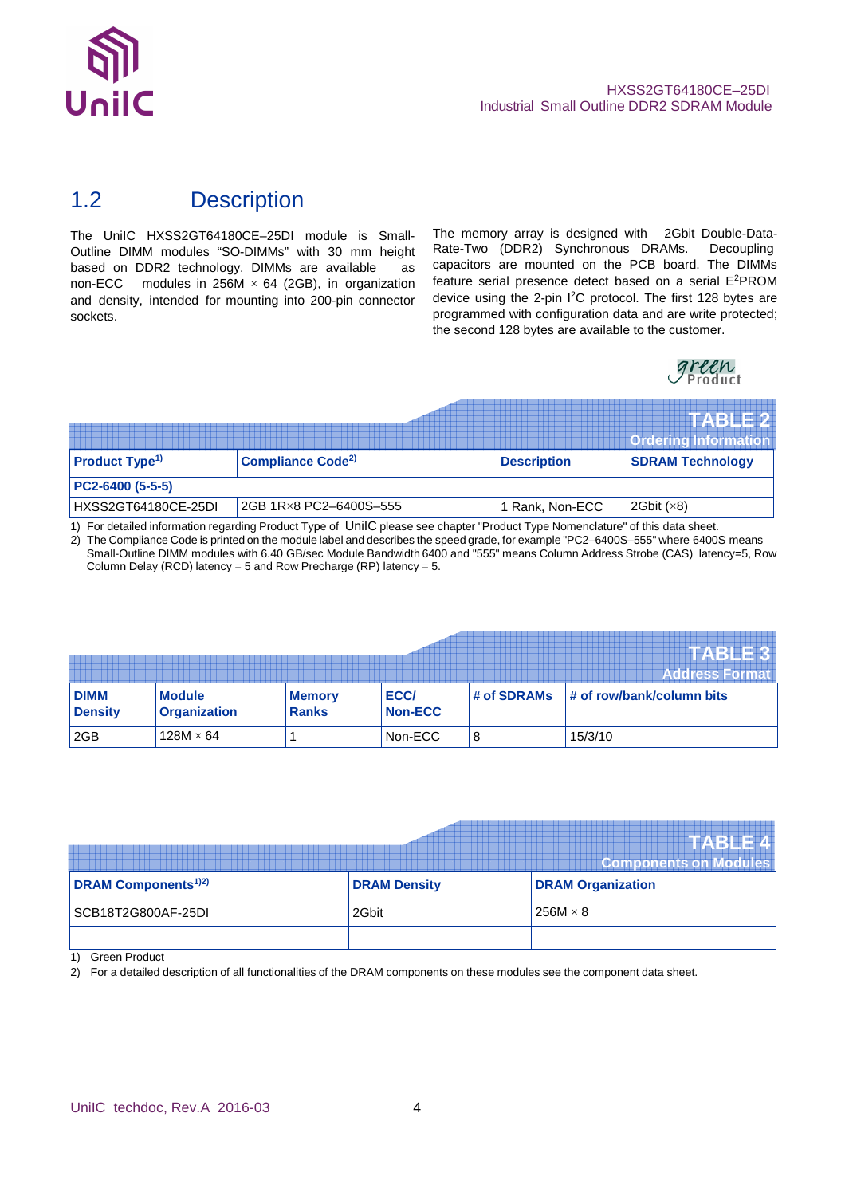## 1.2 Description

The UniIC HXSS2GT64180CE–25DI module is Small-Outline DIMM modules “SO-DIMMs” with 30 mm height based on DDR2 technology. DIMMs are available as non-ECC modules in 256M × 64 (2GB), in organization and density, intended for mounting into 200-pin connector sockets.

The memory array is designed with 2Gbit Double-Data-Rate-Two (DDR2) Synchronous DRAMs. Decoupling capacitors are mounted on the PCB board. The DIMMs feature serial presence detect based on a serial $E^2$PROM device using the 2-pin $I^2C$ protocol. The first 128 bytes are programmed with configuration data and are write protected; the second 128 bytes are available to the customer.

green Product

**TABLE 2**
**Ordering Information**

| Product Type[1] | Compliance Code[2] | Description | SDRAM Technology |
|---|---|---|---|
| **PC2-6400 (5-5-5)** | | | |
| HXSS2GT64180CE-25DI | 2GB 1R×8 PC2–6400S–555 | 1 Rank, Non-ECC | 2Gbit (×8) |

1) For detailed information regarding Product Type of UnilC please see chapter "Product Type Nomenclature" of this data sheet.
2) The Compliance Code is printed on the module label and describes the speed grade, for example "PC2–6400S–555" where 6400S means Small-Outline DIMM modules with 6.40 GB/sec Module Bandwidth 6400 and "555" means Column Address Strobe (CAS) latency=5, Row Column Delay (RCD) latency = 5 and Row Precharge (RP) latency = 5.

**TABLE 3**
**Address Format**

| DIMM Density | Module Organization | Memory Ranks | ECC/ Non-ECC | # of SDRAMs | # of row/bank/column bits |
|---|---|---|---|---|---|
| 2GB | 128M × 64 | 1 | Non-ECC | 8 | 15/3/10 |

**TABLE 4**
**Components on Modules**

| DRAM Components[1)2)] | DRAM Density | DRAM Organization |
|---|---|---|
| SCB18T2G800AF-25DI | 2Gbit | 256M × 8 |
| | | |

1) Green Product
2) For a detailed description of all functionalities of the DRAM components on these modules see the component data sheet.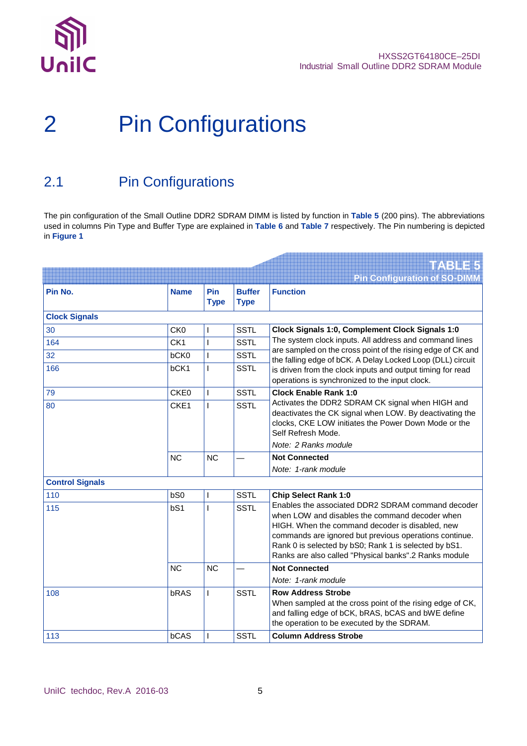# 2 Pin Configurations

## 2.1 Pin Configurations

The pin configuration of the Small Outline DDR2 SDRAM DIMM is listed by function in **Table 5** (200 pins). The abbreviations used in columns Pin Type and Buffer Type are explained in **Table 6** and **Table 7** respectively. The Pin numbering is depicted in **Figure 1**

**TABLE 5**
**Pin Configuration of SO-DIMM**

| Pin No. | Name | Pin Type | Buffer Type | Function |
|---|---|---|---|---|
| **Clock Signals** | | | | |
| 30 | CK0 | I | SSTL | **Clock Signals 1:0, Complement Clock Signals 1:0** The system clock inputs. All address and command lines are sampled on the cross point of the rising edge of CK and the falling edge of bCK. A Delay Locked Loop (DLL) circuit is driven from the clock inputs and output timing for read operations is synchronized to the input clock. |
| 164 | CK1 | I | SSTL | |
| 32 | bCK0 | I | SSTL | |
| 166 | bCK1 | I | SSTL | |
| 79 | CKE0 | I | SSTL | **Clock Enable Rank 1:0** Activates the DDR2 SDRAM CK signal when HIGH and deactivates the CK signal when LOW. By deactivating the clocks, CKE LOW initiates the Power Down Mode or the Self Refresh Mode. *Note: 2 Ranks module* |
| 80 | CKE1 | I | SSTL | |
| | NC | NC | — | **Not Connected** *Note: 1-rank module* |
| **Control Signals** | | | | |
| 110 | bS0 | I | SSTL | **Chip Select Rank 1:0** Enables the associated DDR2 SDRAM command decoder when LOW and disables the command decoder when HIGH. When the command decoder is disabled, new commands are ignored but previous operations continue. Rank 0 is selected by bS0; Rank 1 is selected by bS1. Ranks are also called "Physical banks".2 Ranks module |
| 115 | bS1 | I | SSTL | |
| | NC | NC | — | **Not Connected** *Note: 1-rank module* |
| 108 | bRAS | I | SSTL | **Row Address Strobe** When sampled at the cross point of the rising edge of CK, and falling edge of bCK, bRAS, bCAS and bWE define the operation to be executed by the SDRAM. |
| 113 | bCAS | I | SSTL | **Column Address Strobe** |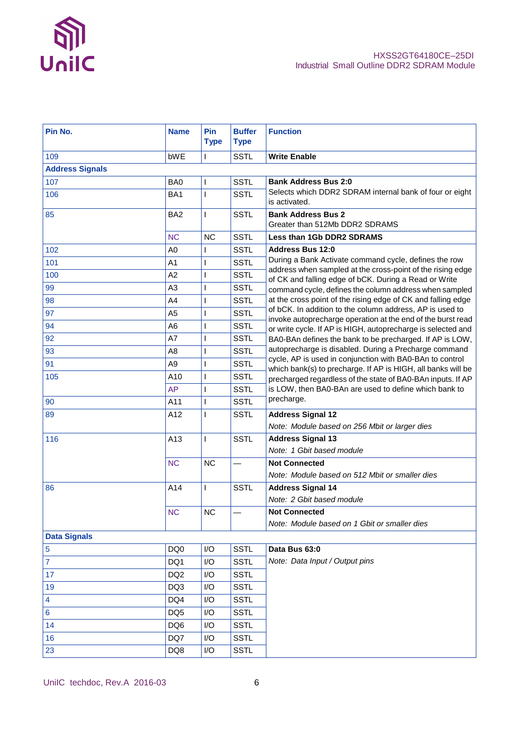| Pin No. | Name | Pin Type | Buffer Type | Function |
|---|---|---|---|---|
| 109 | bWE | I | SSTL | **Write Enable** |
| **Address Signals** | | | | |
| 107 | BA0 | I | SSTL | **Bank Address Bus 2:0** |
| 106 | BA1 | I | SSTL | Selects which DDR2 SDRAM internal bank of four or eight is activated. |
| 85 | BA2 | I | SSTL | **Bank Address Bus 2**<br>Greater than 512Mb DDR2 SDRAMS |
| | NC | NC | SSTL | **Less than 1Gb DDR2 SDRAMS** |
| 102 | A0 | I | SSTL | **Address Bus 12:0** |
| 101 | A1 | I | SSTL | During a Bank Activate command cycle, defines the row address when sampled at the cross-point of the rising edge of CK and falling edge of bCK. During a Read or Write command cycle, defines the column address when sampled at the cross point of the rising edge of CK and falling edge of bCK. In addition to the column address, AP is used to invoke autoprecharge operation at the end of the burst read or write cycle. If AP is HIGH, autoprecharge is selected and BA0-BAn defines the bank to be precharged. If AP is LOW, autoprecharge is disabled. During a Precharge command cycle, AP is used in conjunction with BA0-BAn to control which bank(s) to precharge. If AP is HIGH, all banks will be precharged regardless of the state of BA0-BAn inputs. If AP is LOW, then BA0-BAn are used to define which bank to precharge. |
| 100 | A2 | I | SSTL | |
| 99 | A3 | I | SSTL | |
| 98 | A4 | I | SSTL | |
| 97 | A5 | I | SSTL | |
| 94 | A6 | I | SSTL | |
| 92 | A7 | I | SSTL | |
| 93 | A8 | I | SSTL | |
| 91 | A9 | I | SSTL | |
| 105 | A10 | I | SSTL | |
| | AP | I | SSTL | |
| 90 | A11 | I | SSTL | |
| 89 | A12 | I | SSTL | **Address Signal 12**<br>*Note: Module based on 256 Mbit or larger dies* |
| 116 | A13 | I | SSTL | **Address Signal 13**<br>*Note: 1 Gbit based module* |
| | NC | NC | — | **Not Connected**<br>*Note: Module based on 512 Mbit or smaller dies* |
| 86 | A14 | I | SSTL | **Address Signal 14**<br>*Note: 2 Gbit based module* |
| | NC | NC | — | **Not Connected**<br>*Note: Module based on 1 Gbit or smaller dies* |
| **Data Signals** | | | | |
| 5 | DQ0 | I/O | SSTL | **Data Bus 63:0** |
| 7 | DQ1 | I/O | SSTL | *Note: Data Input / Output pins* |
| 17 | DQ2 | I/O | SSTL | |
| 19 | DQ3 | I/O | SSTL | |
| 4 | DQ4 | I/O | SSTL | |
| 6 | DQ5 | I/O | SSTL | |
| 14 | DQ6 | I/O | SSTL | |
| 16 | DQ7 | I/O | SSTL | |
| 23 | DQ8 | I/O | SSTL | |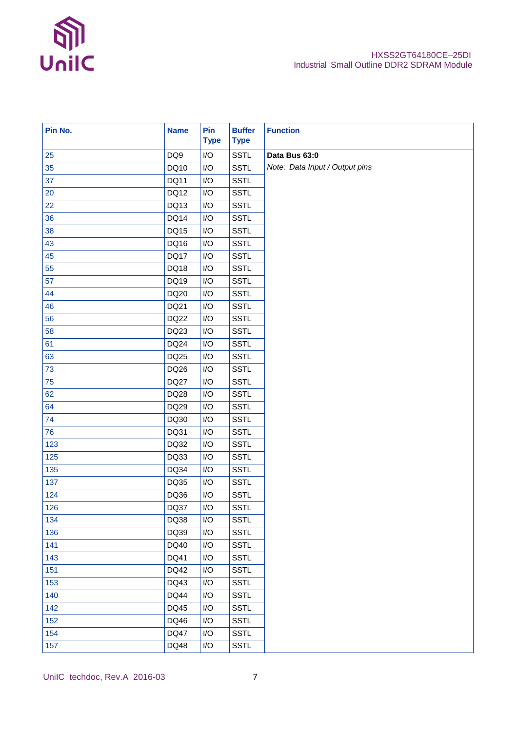| Pin No. | Name | Pin Type | Buffer Type | Function |
|---|---|---|---|---|
| 25 | DQ9 | I/O | SSTL | **Data Bus 63:0** |
| 35 | DQ10 | I/O | SSTL | *Note: Data Input / Output pins* |
| 37 | DQ11 | I/O | SSTL | |
| 20 | DQ12 | I/O | SSTL | |
| 22 | DQ13 | I/O | SSTL | |
| 36 | DQ14 | I/O | SSTL | |
| 38 | DQ15 | I/O | SSTL | |
| 43 | DQ16 | I/O | SSTL | |
| 45 | DQ17 | I/O | SSTL | |
| 55 | DQ18 | I/O | SSTL | |
| 57 | DQ19 | I/O | SSTL | |
| 44 | DQ20 | I/O | SSTL | |
| 46 | DQ21 | I/O | SSTL | |
| 56 | DQ22 | I/O | SSTL | |
| 58 | DQ23 | I/O | SSTL | |
| 61 | DQ24 | I/O | SSTL | |
| 63 | DQ25 | I/O | SSTL | |
| 73 | DQ26 | I/O | SSTL | |
| 75 | DQ27 | I/O | SSTL | |
| 62 | DQ28 | I/O | SSTL | |
| 64 | DQ29 | I/O | SSTL | |
| 74 | DQ30 | I/O | SSTL | |
| 76 | DQ31 | I/O | SSTL | |
| 123 | DQ32 | I/O | SSTL | |
| 125 | DQ33 | I/O | SSTL | |
| 135 | DQ34 | I/O | SSTL | |
| 137 | DQ35 | I/O | SSTL | |
| 124 | DQ36 | I/O | SSTL | |
| 126 | DQ37 | I/O | SSTL | |
| 134 | DQ38 | I/O | SSTL | |
| 136 | DQ39 | I/O | SSTL | |
| 141 | DQ40 | I/O | SSTL | |
| 143 | DQ41 | I/O | SSTL | |
| 151 | DQ42 | I/O | SSTL | |
| 153 | DQ43 | I/O | SSTL | |
| 140 | DQ44 | I/O | SSTL | |
| 142 | DQ45 | I/O | SSTL | |
| 152 | DQ46 | I/O | SSTL | |
| 154 | DQ47 | I/O | SSTL | |
| 157 | DQ48 | I/O | SSTL | |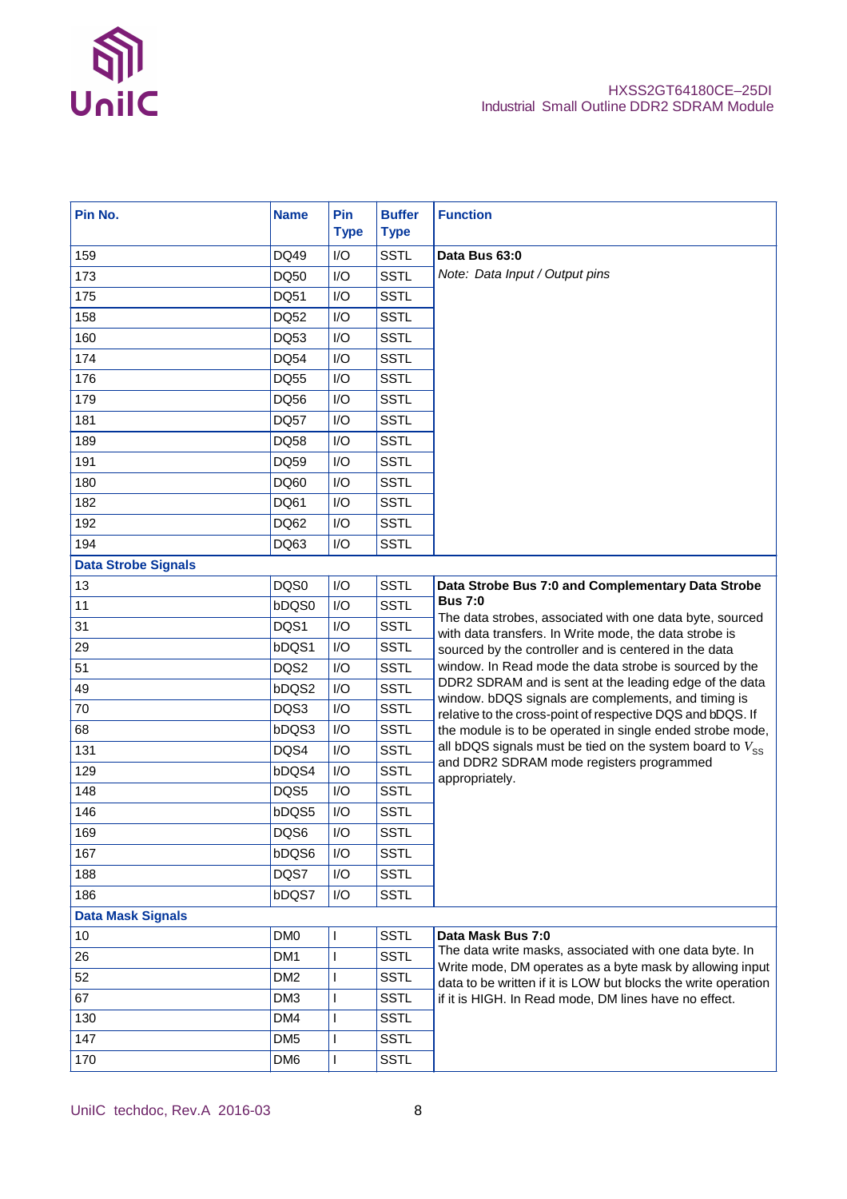| Pin No. | Name | Pin Type | Buffer Type | Function |
|---|---|---|---|---|
| 159 | DQ49 | I/O | SSTL | **Data Bus 63:0**<br>*Note: Data Input / Output pins* |
| 173 | DQ50 | I/O | SSTL | |
| 175 | DQ51 | I/O | SSTL | |
| 158 | DQ52 | I/O | SSTL | |
| 160 | DQ53 | I/O | SSTL | |
| 174 | DQ54 | I/O | SSTL | |
| 176 | DQ55 | I/O | SSTL | |
| 179 | DQ56 | I/O | SSTL | |
| 181 | DQ57 | I/O | SSTL | |
| 189 | DQ58 | I/O | SSTL | |
| 191 | DQ59 | I/O | SSTL | |
| 180 | DQ60 | I/O | SSTL | |
| 182 | DQ61 | I/O | SSTL | |
| 192 | DQ62 | I/O | SSTL | |
| 194 | DQ63 | I/O | SSTL | |
| **Data Strobe Signals** | | | | |
| 13 | DQS0 | I/O | SSTL | **Data Strobe Bus 7:0 and Complementary Data Strobe Bus 7:0**<br>The data strobes, associated with one data byte, sourced with data transfers. In Write mode, the data strobe is sourced by the controller and is centered in the data window. In Read mode the data strobe is sourced by the DDR2 SDRAM and is sent at the leading edge of the data window. bDQS signals are complements, and timing is relative to the cross-point of respective DQS and bDQS. If the module is to be operated in single ended strobe mode, all bDQS signals must be tied on the system board to $V_{SS}$ and DDR2 SDRAM mode registers programmed appropriately. |
| 11 | bDQS0 | I/O | SSTL | |
| 31 | DQS1 | I/O | SSTL | |
| 29 | bDQS1 | I/O | SSTL | |
| 51 | DQS2 | I/O | SSTL | |
| 49 | bDQS2 | I/O | SSTL | |
| 70 | DQS3 | I/O | SSTL | |
| 68 | bDQS3 | I/O | SSTL | |
| 131 | DQS4 | I/O | SSTL | |
| 129 | bDQS4 | I/O | SSTL | |
| 148 | DQS5 | I/O | SSTL | |
| 146 | bDQS5 | I/O | SSTL | |
| 169 | DQS6 | I/O | SSTL | |
| 167 | bDQS6 | I/O | SSTL | |
| 188 | DQS7 | I/O | SSTL | |
| 186 | bDQS7 | I/O | SSTL | |
| **Data Mask Signals** | | | | |
| 10 | DM0 | I | SSTL | **Data Mask Bus 7:0**<br>The data write masks, associated with one data byte. In Write mode, DM operates as a byte mask by allowing input data to be written if it is LOW but blocks the write operation if it is HIGH. In Read mode, DM lines have no effect. |
| 26 | DM1 | I | SSTL | |
| 52 | DM2 | I | SSTL | |
| 67 | DM3 | I | SSTL | |
| 130 | DM4 | I | SSTL | |
| 147 | DM5 | I | SSTL | |
| 170 | DM6 | I | SSTL | |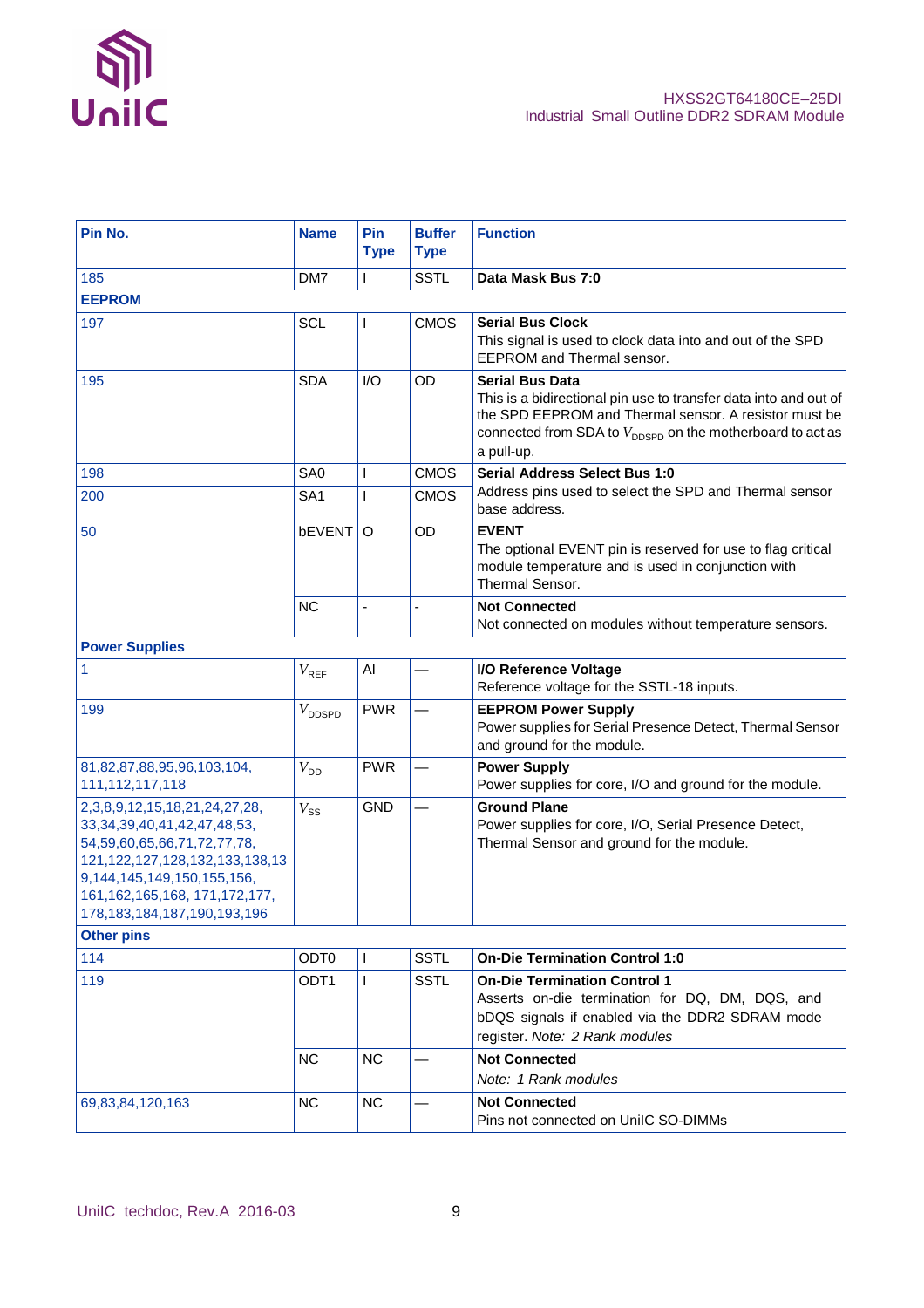| Pin No. | Name | Pin Type | Buffer Type | Function |
|---|---|---|---|---|
| 185 | DM7 | I | SSTL | **Data Mask Bus 7:0** |
| **EEPROM** | | | | |
| 197 | SCL | I | CMOS | **Serial Bus Clock**<br>This signal is used to clock data into and out of the SPD EEPROM and Thermal sensor. |
| 195 | SDA | I/O | OD | **Serial Bus Data**<br>This is a bidirectional pin use to transfer data into and out of the SPD EEPROM and Thermal sensor. A resistor must be connected from SDA to $V_{DDSPD}$ on the motherboard to act as a pull-up. |
| 198 | SA0 | I | CMOS | **Serial Address Select Bus 1:0**<br>Address pins used to select the SPD and Thermal sensor base address. |
| 200 | SA1 | I | CMOS | |
| 50 | bEVENT | O | OD | **EVENT**<br>The optional EVENT pin is reserved for use to flag critical module temperature and is used in conjunction with Thermal Sensor. |
| | NC | - | - | **Not Connected**<br>Not connected on modules without temperature sensors. |
| **Power Supplies** | | | | |
| 1 | $V_{REF}$ | AI | — | **I/O Reference Voltage**<br>Reference voltage for the SSTL-18 inputs. |
| 199 | $V_{DDSPD}$ | PWR | — | **EEPROM Power Supply**<br>Power supplies for Serial Presence Detect, Thermal Sensor and ground for the module. |
| 81,82,87,88,95,96,103,104, 111,112,117,118 | $V_{DD}$ | PWR | — | **Power Supply**<br>Power supplies for core, I/O and ground for the module. |
| 2,3,8,9,12,15,18,21,24,27,28, 33,34,39,40,41,42,47,48,53, 54,59,60,65,66,71,72,77,78, 121,122,127,128,132,133,138,139,144,145,149,150,155,156, 161,162,165,168, 171,172,177, 178,183,184,187,190,193,196 | $V_{SS}$ | GND | — | **Ground Plane**<br>Power supplies for core, I/O, Serial Presence Detect, Thermal Sensor and ground for the module. |
| **Other pins** | | | | |
| 114 | ODT0 | I | SSTL | **On-Die Termination Control 1:0** |
| 119 | ODT1 | I | SSTL | **On-Die Termination Control 1**<br>Asserts on-die termination for DQ, DM, DQS, and bDQS signals if enabled via the DDR2 SDRAM mode register. *Note: 2 Rank modules* |
| | NC | NC | — | **Not Connected**<br>*Note: 1 Rank modules* |
| 69,83,84,120,163 | NC | NC | — | **Not Connected**<br>Pins not connected on UniIC SO-DIMMs |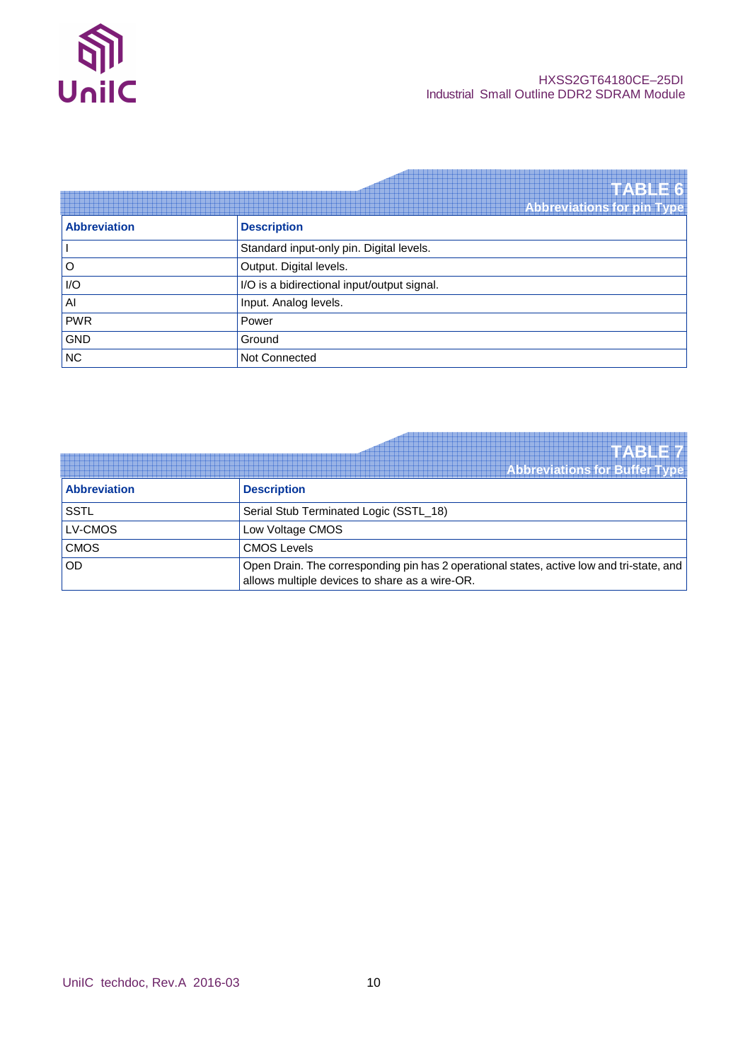**TABLE 6**
**Abbreviations for pin Type**

| Abbreviation | Description |
|---|---|
| I | Standard input-only pin. Digital levels. |
| O | Output. Digital levels. |
| I/O | I/O is a bidirectional input/output signal. |
| AI | Input. Analog levels. |
| PWR | Power |
| GND | Ground |
| NC | Not Connected |

**TABLE 7**
**Abbreviations for Buffer Type**

| Abbreviation | Description |
|---|---|
| SSTL | Serial Stub Terminated Logic (SSTL_18) |
| LV-CMOS | Low Voltage CMOS |
| CMOS | CMOS Levels |
| OD | Open Drain. The corresponding pin has 2 operational states, active low and tri-state, and allows multiple devices to share as a wire-OR. |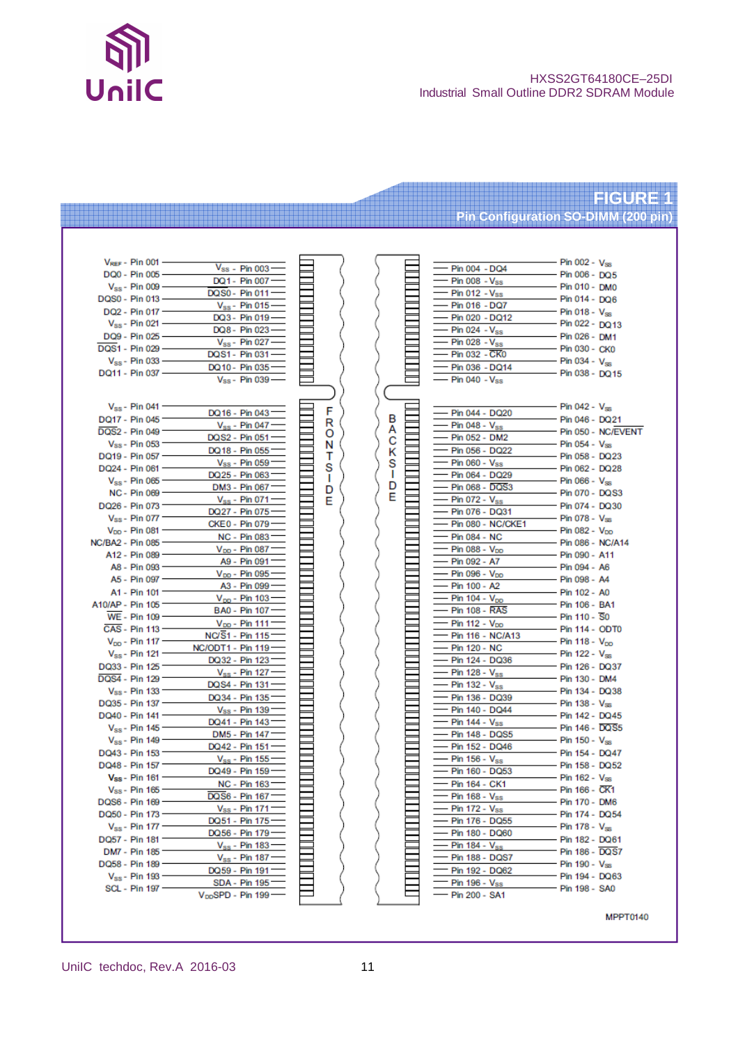## FIGURE 1
### Pin Configuration SO-DIMM (200 pin)

**FRONT SIDE**

| Pin | Signal | Pin | Signal |
|---|---|---|---|
| 001 | $V_{REF}$ | 003 | $V_{SS}$ |
| 005 | DQ0 | 007 | DQ1 |
| 009 | $V_{SS}$ | 011 | DQS0 |
| 013 | $\overline{DQS0}$ | 015 | $V_{SS}$ |
| 017 | DQ2 | 019 | DQ3 |
| 021 | $V_{SS}$ | 023 | DQ8 |
| 025 | DQ9 | 027 | $V_{SS}$ |
| 029 | $\overline{DQS1}$ | 031 | DQS1 |
| 033 | $V_{SS}$ | 035 | DQ10 |
| 037 | DQ11 | 039 | $V_{SS}$ |
| 041 | $V_{SS}$ | 043 | DQ16 |
| 045 | DQ17 | 047 | $V_{SS}$ |
| 049 | $\overline{DQS2}$ | 051 | DQS2 |
| 053 | $V_{SS}$ | 055 | DQ18 |
| 057 | DQ19 | 059 | $V_{SS}$ |
| 061 | DQ24 | 063 | DQ25 |
| 065 | $V_{SS}$ | 067 | DM3 |
| 069 | NC | 071 | $V_{SS}$ |
| 073 | DQ26 | 075 | DQ27 |
| 077 | $V_{SS}$ | 079 | CKE0 |
| 081 | $V_{DD}$ | 083 | NC |
| 085 | NC/BA2 | 087 | $V_{DD}$ |
| 089 | A12 | 091 | A9 |
| 093 | A8 | 095 | $V_{DD}$ |
| 097 | A5 | 099 | A3 |
| 101 | A1 | 103 | $V_{DD}$ |
| 105 | A10/AP | 107 | BA0 |
| 109 | $\overline{WE}$ | 111 | $V_{DD}$ |
| 113 | $\overline{CAS}$ | 115 | NC/$\overline{S1}$ |
| 117 | $V_{DD}$ | 119 | NC/ODT1 |
| 121 | $V_{SS}$ | 123 | DQ32 |
| 125 | DQ33 | 127 | $V_{SS}$ |
| 129 | $\overline{DQS4}$ | 131 | DQS4 |
| 133 | $V_{SS}$ | 135 | DQ34 |
| 137 | DQ35 | 139 | $V_{SS}$ |
| 141 | DQ40 | 143 | DQ41 |
| 145 | $V_{SS}$ | 147 | DM5 |
| 149 | $V_{SS}$ | 151 | DQ42 |
| 153 | DQ43 | 155 | $V_{SS}$ |
| 157 | DQ48 | 159 | DQ49 |
| 161 | $V_{SS}$ | 163 | NC |
| 165 | $V_{SS}$ | 167 | $\overline{DQS6}$ |
| 169 | DQS6 | 171 | $V_{SS}$ |
| 173 | DQ50 | 175 | DQ51 |
| 177 | $V_{SS}$ | 179 | DQ56 |
| 181 | DQ57 | 183 | $V_{SS}$ |
| 185 | DM7 | 187 | $V_{SS}$ |
| 189 | DQ58 | 191 | DQ59 |
| 193 | $V_{SS}$ | 195 | SDA |
| 197 | SCL | 199 | $V_{DD}$SPD |

**BACK SIDE**

| Pin | Signal | Pin | Signal |
|---|---|---|---|
| 004 | DQ4 | 002 | $V_{SS}$ |
| 008 | $V_{SS}$ | 006 | DQ5 |
| 012 | $V_{SS}$ | 010 | DM0 |
| 016 | DQ7 | 014 | DQ6 |
| 020 | DQ12 | 018 | $V_{SS}$ |
| 024 | $V_{SS}$ | 022 | DQ13 |
| 028 | $V_{SS}$ | 026 | DM1 |
| 032 | $\overline{CK0}$ | 030 | CK0 |
| 036 | DQ14 | 034 | $V_{SS}$ |
| 040 | $V_{SS}$ | 038 | DQ15 |
| 044 | DQ20 | 042 | $V_{SS}$ |
| 048 | $V_{SS}$ | 046 | DQ21 |
| 052 | DM2 | 050 | NC/EVENT |
| 056 | DQ22 | 054 | $V_{SS}$ |
| 060 | $V_{SS}$ | 058 | DQ23 |
| 064 | DQ29 | 062 | DQ28 |
| 068 | $\overline{DQS3}$ | 066 | $V_{SS}$ |
| 072 | $V_{SS}$ | 070 | DQS3 |
| 076 | DQ31 | 074 | DQ30 |
| 080 | NC/CKE1 | 078 | $V_{SS}$ |
| 084 | NC | 082 | $V_{DD}$ |
| 088 | $V_{DD}$ | 086 | NC/A14 |
| 092 | A7 | 090 | A11 |
| 096 | $V_{DD}$ | 094 | A6 |
| 100 | A2 | 098 | A4 |
| 104 | $V_{DD}$ | 102 | A0 |
| 108 | $\overline{RAS}$ | 106 | BA1 |
| 112 | $V_{DD}$ | 110 | $\overline{S0}$ |
| 116 | NC/A13 | 114 | ODT0 |
| 120 | NC | 118 | $V_{DD}$ |
| 124 | DQ36 | 122 | $V_{SS}$ |
| 128 | $V_{SS}$ | 126 | DQ37 |
| 132 | $V_{SS}$ | 130 | DM4 |
| 136 | DQ39 | 134 | DQ38 |
| 140 | DQ44 | 138 | $V_{SS}$ |
| 144 | $V_{SS}$ | 142 | DQ45 |
| 148 | DQS5 | 146 | $\overline{DQS5}$ |
| 152 | DQ46 | 150 | $V_{SS}$ |
| 156 | $V_{SS}$ | 154 | DQ47 |
| 160 | DQ53 | 158 | DQ52 |
| 164 | CK1 | 162 | $V_{SS}$ |
| 168 | $V_{SS}$ | 166 | $\overline{CK1}$ |
| 172 | $V_{SS}$ | 170 | DM6 |
| 176 | DQ55 | 174 | DQ54 |
| 180 | DQ60 | 178 | $V_{SS}$ |
| 184 | $V_{SS}$ | 182 | DQ61 |
| 188 | DQS7 | 186 | $\overline{DQS7}$ |
| 192 | DQ62 | 190 | $V_{SS}$ |
| 196 | $V_{SS}$ | 194 | DQ63 |
| 200 | SA1 | 198 | SA0 |

MPPT0140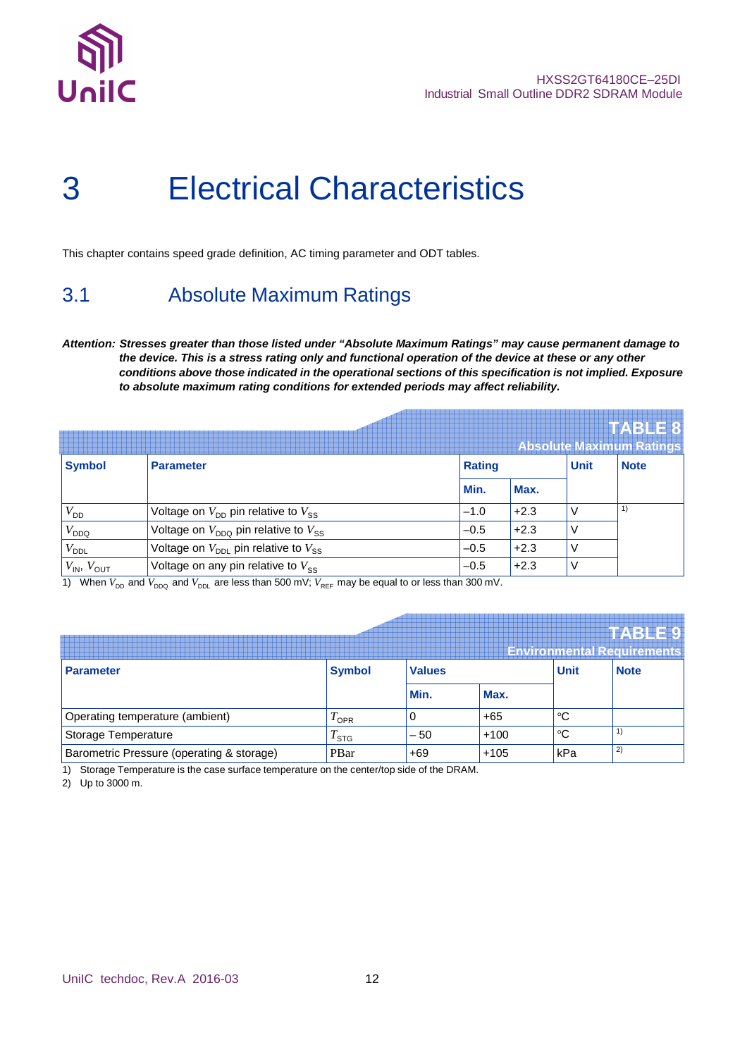# 3 Electrical Characteristics

This chapter contains speed grade definition, AC timing parameter and ODT tables.

## 3.1 Absolute Maximum Ratings

***Attention:** Stresses greater than those listed under "Absolute Maximum Ratings" may cause permanent damage to the device. This is a stress rating only and functional operation of the device at these or any other conditions above those indicated in the operational sections of this specification is not implied. Exposure to absolute maximum rating conditions for extended periods may affect reliability.*

**TABLE 8**
**Absolute Maximum Ratings**

| Symbol | Parameter | Rating | | Unit | Note |
|---|---|---|---|---|---|
| | | Min. | Max. | | |
| $V_{DD}$ | Voltage on $V_{DD}$ pin relative to $V_{SS}$ | –1.0 | +2.3 | V | 1) |
| $V_{DDQ}$ | Voltage on $V_{DDQ}$ pin relative to $V_{SS}$ | –0.5 | +2.3 | V | |
| $V_{DDL}$ | Voltage on $V_{DDL}$ pin relative to $V_{SS}$ | –0.5 | +2.3 | V | |
| $V_{IN}$, $V_{OUT}$ | Voltage on any pin relative to $V_{SS}$ | –0.5 | +2.3 | V | |

1) When $V_{DD}$ and $V_{DDQ}$ and $V_{DDL}$ are less than 500 mV; $V_{REF}$ may be equal to or less than 300 mV.

**TABLE 9**
**Environmental Requirements**

| Parameter | Symbol | Values | | Unit | Note |
|---|---|---|---|---|---|
| | | Min. | Max. | | |
| Operating temperature (ambient) | $T_{OPR}$ | 0 | +65 | °C | |
| Storage Temperature | $T_{STG}$ | – 50 | +100 | °C | 1) |
| Barometric Pressure (operating & storage) | PBar | +69 | +105 | kPa | 2) |

1) Storage Temperature is the case surface temperature on the center/top side of the DRAM.

2) Up to 3000 m.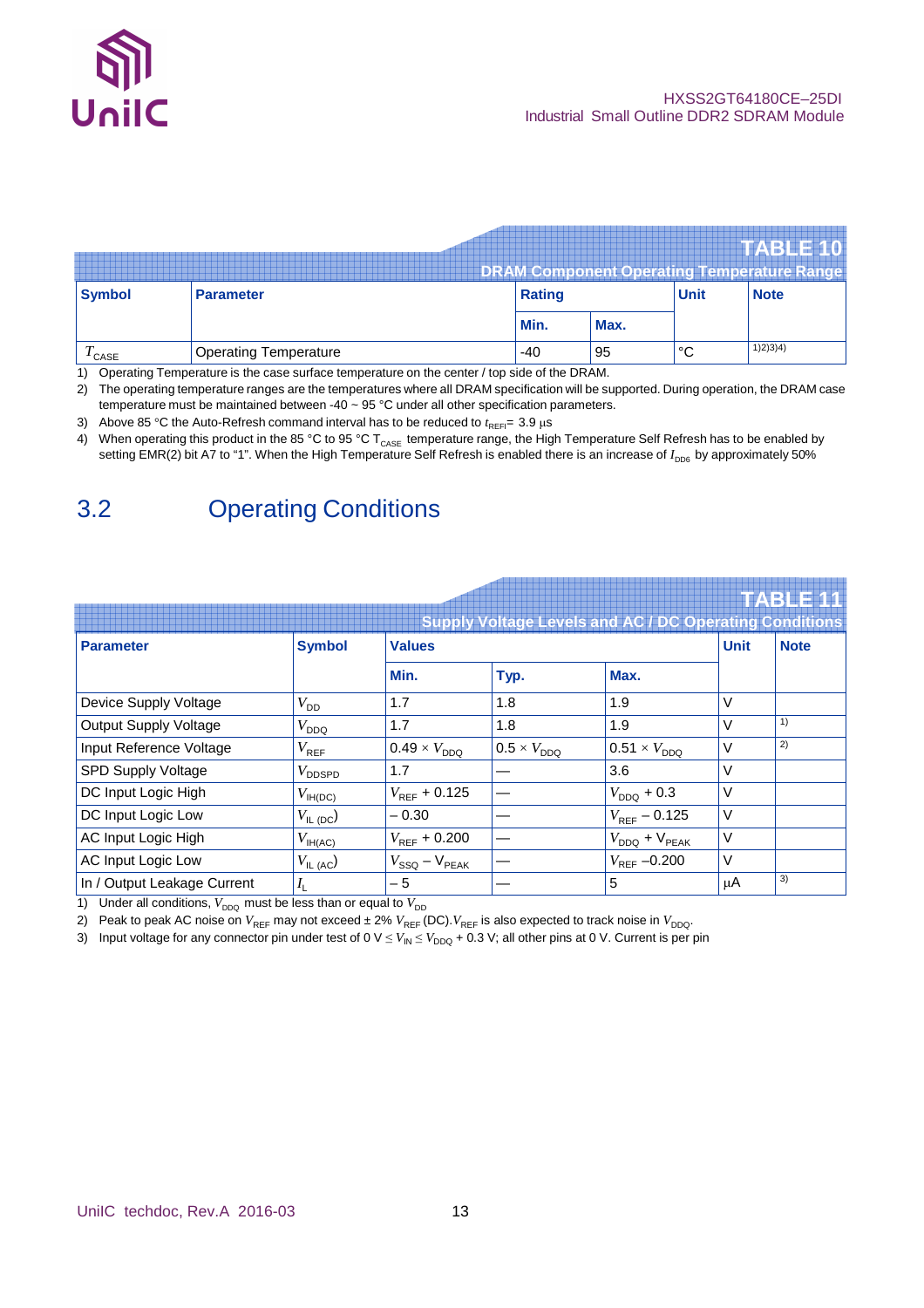**TABLE 10**
**DRAM Component Operating Temperature Range**

| Symbol | Parameter | Rating | | Unit | Note |
|---|---|---|---|---|---|
| | | Min. | Max. | | |
| $T_{CASE}$ | Operating Temperature | -40 | 95 | °C | 1)2)3)4) |

1) Operating Temperature is the case surface temperature on the center / top side of the DRAM.
2) The operating temperature ranges are the temperatures where all DRAM specification will be supported. During operation, the DRAM case temperature must be maintained between -40 ~ 95 °C under all other specification parameters.
3) Above 85 °C the Auto-Refresh command interval has to be reduced to $t_{REFI}$= 3.9 µs
4) When operating this product in the 85 °C to 95 °C $T_{CASE}$ temperature range, the High Temperature Self Refresh has to be enabled by setting EMR(2) bit A7 to "1". When the High Temperature Self Refresh is enabled there is an increase of $I_{DD6}$ by approximately 50%

## 3.2 Operating Conditions

**TABLE 11**
**Supply Voltage Levels and AC / DC Operating Conditions**

| Parameter | Symbol | Values | | | Unit | Note |
|---|---|---|---|---|---|---|
| | | Min. | Typ. | Max. | | |
| Device Supply Voltage | $V_{DD}$ | 1.7 | 1.8 | 1.9 | V | |
| Output Supply Voltage | $V_{DDQ}$ | 1.7 | 1.8 | 1.9 | V | 1) |
| Input Reference Voltage | $V_{REF}$ | $0.49 \times V_{DDQ}$ | $0.5 \times V_{DDQ}$ | $0.51 \times V_{DDQ}$ | V | 2) |
| SPD Supply Voltage | $V_{DDSPD}$ | 1.7 | — | 3.6 | V | |
| DC Input Logic High | $V_{IH(DC)}$ | $V_{REF} + 0.125$ | — | $V_{DDQ} + 0.3$ | V | |
| DC Input Logic Low | $V_{IL(DC)}$ | – 0.30 | — | $V_{REF} - 0.125$ | V | |
| AC Input Logic High | $V_{IH(AC)}$ | $V_{REF} + 0.200$ | — | $V_{DDQ} + V_{PEAK}$ | V | |
| AC Input Logic Low | $V_{IL(AC)}$ | $V_{SSQ} - V_{PEAK}$ | — | $V_{REF} - 0.200$ | V | |
| In / Output Leakage Current | $I_L$ | – 5 | — | 5 | µA | 3) |

1) Under all conditions, $V_{DDQ}$ must be less than or equal to $V_{DD}$
2) Peak to peak AC noise on $V_{REF}$ may not exceed ± 2% $V_{REF}$ (DC). $V_{REF}$ is also expected to track noise in $V_{DDQ}$.
3) Input voltage for any connector pin under test of $0\ V \le V_{IN} \le V_{DDQ} + 0.3\ V$; all other pins at 0 V. Current is per pin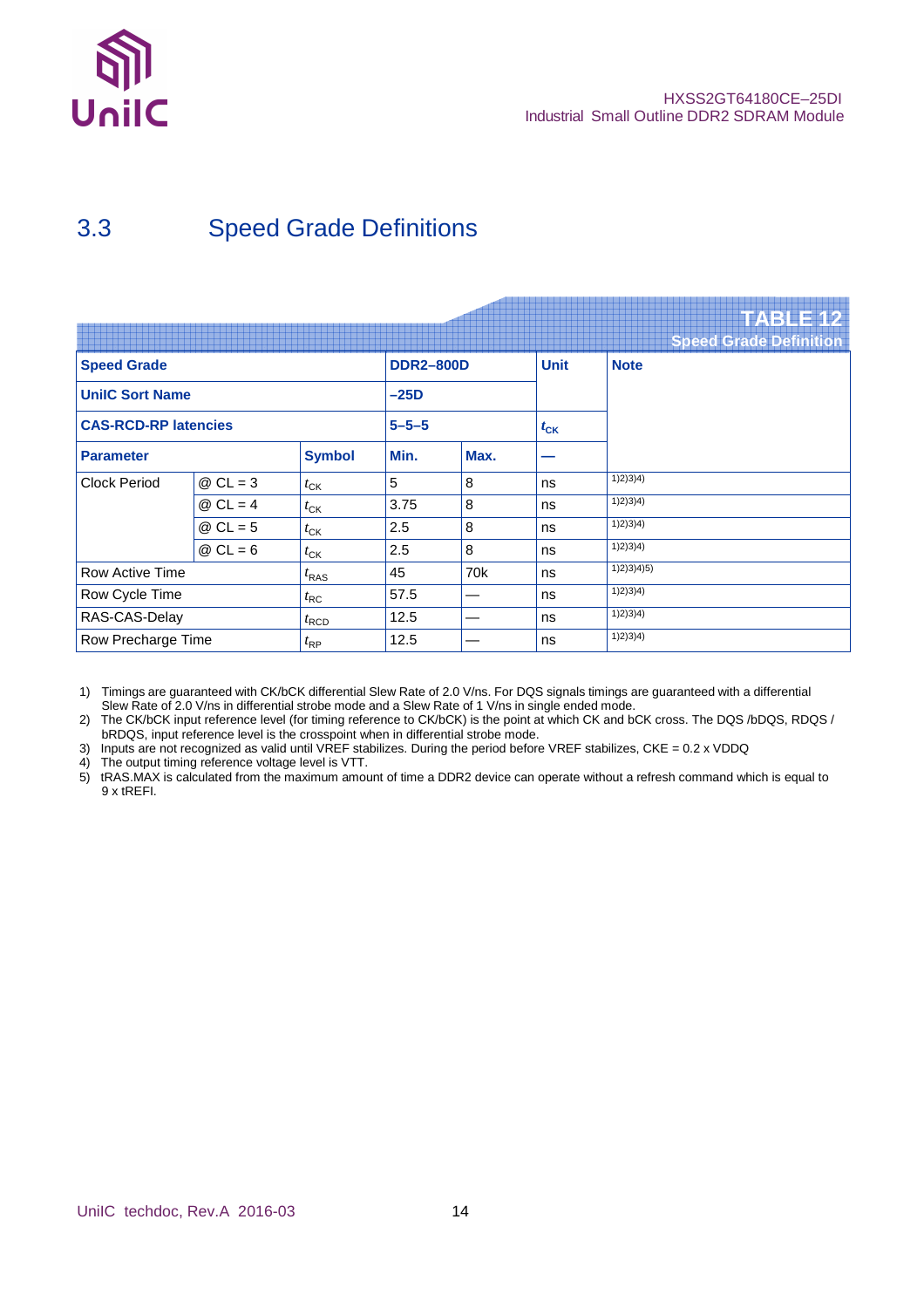## 3.3 Speed Grade Definitions

**TABLE 12**
**Speed Grade Definition**

| Speed Grade | | | DDR2–800D | | Unit | Note |
|---|---|---|---|---|---|---|
| UniIC Sort Name | | | –25D | | | |
| CAS-RCD-RP latencies | | | 5–5–5 | | $t_{CK}$ | |
| Parameter | | Symbol | Min. | Max. | — | |
| Clock Period | @ CL = 3 | $t_{CK}$ | 5 | 8 | ns | 1)2)3)4) |
| | @ CL = 4 | $t_{CK}$ | 3.75 | 8 | ns | 1)2)3)4) |
| | @ CL = 5 | $t_{CK}$ | 2.5 | 8 | ns | 1)2)3)4) |
| | @ CL = 6 | $t_{CK}$ | 2.5 | 8 | ns | 1)2)3)4) |
| Row Active Time | | $t_{RAS}$ | 45 | 70k | ns | 1)2)3)4)5) |
| Row Cycle Time | | $t_{RC}$ | 57.5 | — | ns | 1)2)3)4) |
| RAS-CAS-Delay | | $t_{RCD}$ | 12.5 | — | ns | 1)2)3)4) |
| Row Precharge Time | | $t_{RP}$ | 12.5 | — | ns | 1)2)3)4) |

1) Timings are guaranteed with CK/bCK differential Slew Rate of 2.0 V/ns. For DQS signals timings are guaranteed with a differential Slew Rate of 2.0 V/ns in differential strobe mode and a Slew Rate of 1 V/ns in single ended mode.
2) The CK/bCK input reference level (for timing reference to CK/bCK) is the point at which CK and bCK cross. The DQS /bDQS, RDQS / bRDQS, input reference level is the crosspoint when in differential strobe mode.
3) Inputs are not recognized as valid until VREF stabilizes. During the period before VREF stabilizes, CKE = 0.2 x VDDQ
4) The output timing reference voltage level is VTT.
5) tRAS.MAX is calculated from the maximum amount of time a DDR2 device can operate without a refresh command which is equal to 9 x tREFI.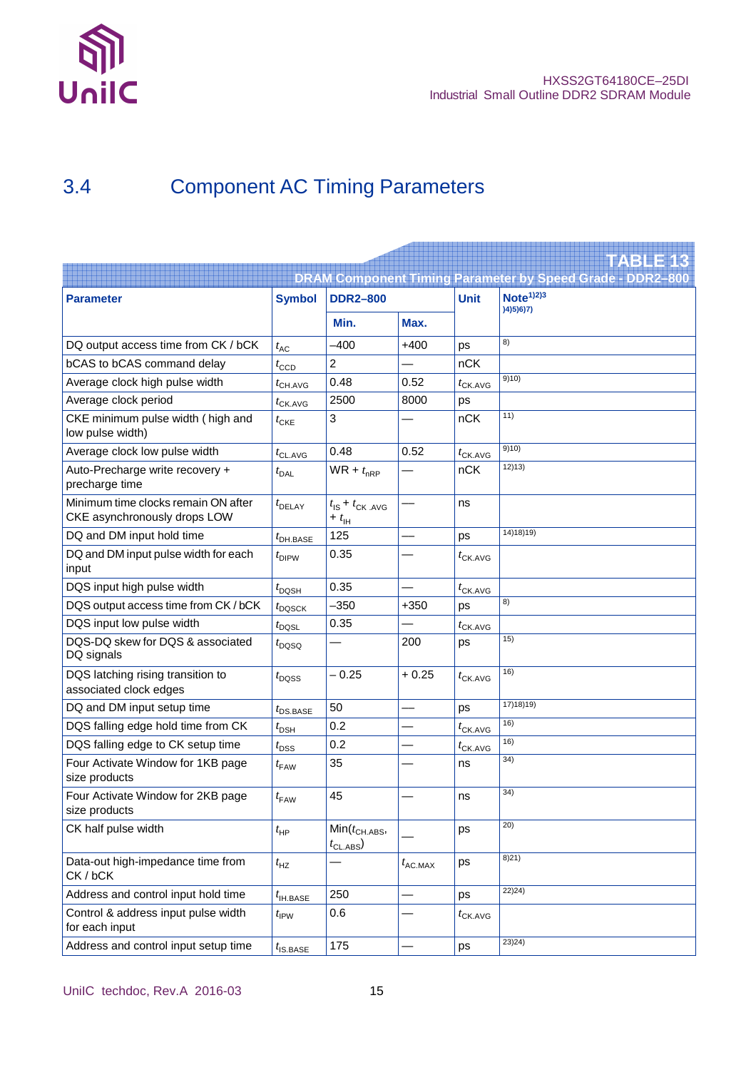## 3.4 Component AC Timing Parameters

**TABLE 13**
**DRAM Component Timing Parameter by Speed Grade - DDR2–800**

| Parameter | Symbol | DDR2–800 | | Unit | Note[1)2)3)4)5)6)7)] |
|---|---|---|---|---|---|
| | | Min. | Max. | | |
| DQ output access time from CK / bCK | $t_{AC}$ | –400 | +400 | ps | 8) |
| bCAS to bCAS command delay | $t_{CCD}$ | 2 | — | nCK | |
| Average clock high pulse width | $t_{CH.AVG}$ | 0.48 | 0.52 | $t_{CK.AVG}$ | 9)10) |
| Average clock period | $t_{CK.AVG}$ | 2500 | 8000 | ps | |
| CKE minimum pulse width ( high and low pulse width) | $t_{CKE}$ | 3 | — | nCK | 11) |
| Average clock low pulse width | $t_{CL.AVG}$ | 0.48 | 0.52 | $t_{CK.AVG}$ | 9)10) |
| Auto-Precharge write recovery + precharge time | $t_{DAL}$ | WR + $t_{nRP}$ | — | nCK | 12)13) |
| Minimum time clocks remain ON after CKE asynchronously drops LOW | $t_{DELAY}$ | $t_{IS}$ + $t_{CK.AVG}$ + $t_{IH}$ | — | ns | |
| DQ and DM input hold time | $t_{DH.BASE}$ | 125 | — | ps | 14)18)19) |
| DQ and DM input pulse width for each input | $t_{DIPW}$ | 0.35 | — | $t_{CK.AVG}$ | |
| DQS input high pulse width | $t_{DQSH}$ | 0.35 | — | $t_{CK.AVG}$ | |
| DQS output access time from CK / bCK | $t_{DQSCK}$ | –350 | +350 | ps | 8) |
| DQS input low pulse width | $t_{DQSL}$ | 0.35 | — | $t_{CK.AVG}$ | |
| DQS-DQ skew for DQS & associated DQ signals | $t_{DQSQ}$ | — | 200 | ps | 15) |
| DQS latching rising transition to associated clock edges | $t_{DQSS}$ | – 0.25 | + 0.25 | $t_{CK.AVG}$ | 16) |
| DQ and DM input setup time | $t_{DS.BASE}$ | 50 | — | ps | 17)18)19) |
| DQS falling edge hold time from CK | $t_{DSH}$ | 0.2 | — | $t_{CK.AVG}$ | 16) |
| DQS falling edge to CK setup time | $t_{DSS}$ | 0.2 | — | $t_{CK.AVG}$ | 16) |
| Four Activate Window for 1KB page size products | $t_{FAW}$ | 35 | — | ns | 34) |
| Four Activate Window for 2KB page size products | $t_{FAW}$ | 45 | — | ns | 34) |
| CK half pulse width | $t_{HP}$ | Min($t_{CH.ABS}$, $t_{CL.ABS}$) | — | ps | 20) |
| Data-out high-impedance time from CK / bCK | $t_{HZ}$ | — | $t_{AC.MAX}$ | ps | 8)21) |
| Address and control input hold time | $t_{IH.BASE}$ | 250 | — | ps | 22)24) |
| Control & address input pulse width for each input | $t_{IPW}$ | 0.6 | — | $t_{CK.AVG}$ | |
| Address and control input setup time | $t_{IS.BASE}$ | 175 | — | ps | 23)24) |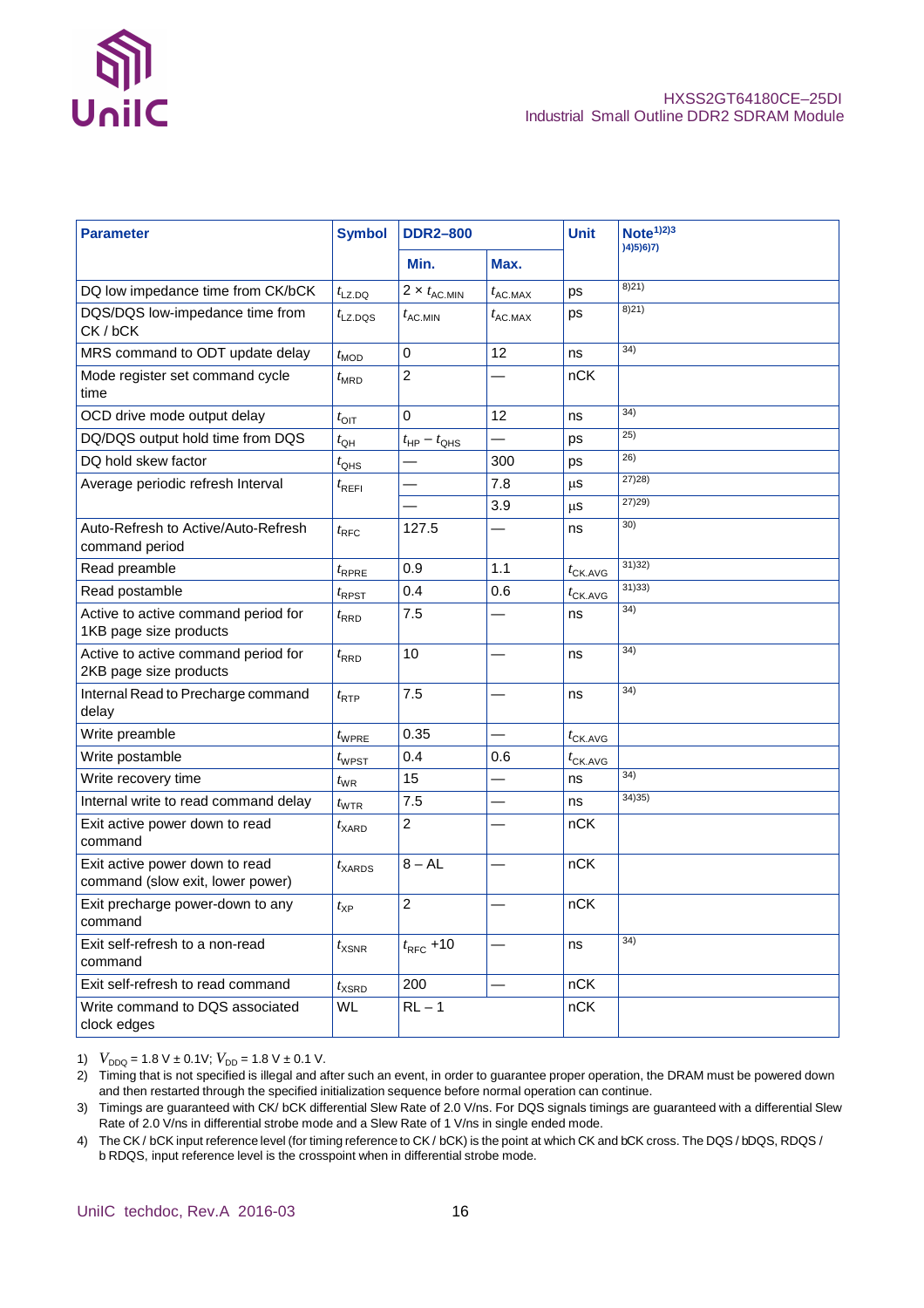| Parameter | Symbol | DDR2–800 | | Unit | Note[1)2)3)4)5)6)7)] |
|---|---|---|---|---|---|
| | | Min. | Max. | | |
| DQ low impedance time from CK/bCK | $t_{LZ.DQ}$ | $2 \times t_{AC.MIN}$ | $t_{AC.MAX}$ | ps | 8)21) |
| DQS/DQS low-impedance time from CK / bCK | $t_{LZ.DQS}$ | $t_{AC.MIN}$ | $t_{AC.MAX}$ | ps | 8)21) |
| MRS command to ODT update delay | $t_{MOD}$ | 0 | 12 | ns | 34) |
| Mode register set command cycle time | $t_{MRD}$ | 2 | — | nCK | |
| OCD drive mode output delay | $t_{OIT}$ | 0 | 12 | ns | 34) |
| DQ/DQS output hold time from DQS | $t_{QH}$ | $t_{HP} - t_{QHS}$ | — | ps | 25) |
| DQ hold skew factor | $t_{QHS}$ | — | 300 | ps | 26) |
| Average periodic refresh Interval | $t_{REFI}$ | — | 7.8 | µs | 27)28) |
| | | — | 3.9 | µs | 27)29) |
| Auto-Refresh to Active/Auto-Refresh command period | $t_{RFC}$ | 127.5 | — | ns | 30) |
| Read preamble | $t_{RPRE}$ | 0.9 | 1.1 | $t_{CK.AVG}$ | 31)32) |
| Read postamble | $t_{RPST}$ | 0.4 | 0.6 | $t_{CK.AVG}$ | 31)33) |
| Active to active command period for 1KB page size products | $t_{RRD}$ | 7.5 | — | ns | 34) |
| Active to active command period for 2KB page size products | $t_{RRD}$ | 10 | — | ns | 34) |
| Internal Read to Precharge command delay | $t_{RTP}$ | 7.5 | — | ns | 34) |
| Write preamble | $t_{WPRE}$ | 0.35 | — | $t_{CK.AVG}$ | |
| Write postamble | $t_{WPST}$ | 0.4 | 0.6 | $t_{CK.AVG}$ | |
| Write recovery time | $t_{WR}$ | 15 | — | ns | 34) |
| Internal write to read command delay | $t_{WTR}$ | 7.5 | — | ns | 34)35) |
| Exit active power down to read command | $t_{XARD}$ | 2 | — | nCK | |
| Exit active power down to read command (slow exit, lower power) | $t_{XARDS}$ | 8 – AL | — | nCK | |
| Exit precharge power-down to any command | $t_{XP}$ | 2 | — | nCK | |
| Exit self-refresh to a non-read command | $t_{XSNR}$ | $t_{RFC}$ +10 | — | ns | 34) |
| Exit self-refresh to read command | $t_{XSRD}$ | 200 | — | nCK | |
| Write command to DQS associated clock edges | WL | RL – 1 | | nCK | |

1) $V_{DDQ}$ = 1.8 V ± 0.1V; $V_{DD}$ = 1.8 V ± 0.1 V.
2) Timing that is not specified is illegal and after such an event, in order to guarantee proper operation, the DRAM must be powered down and then restarted through the specified initialization sequence before normal operation can continue.
3) Timings are guaranteed with CK/ bCK differential Slew Rate of 2.0 V/ns. For DQS signals timings are guaranteed with a differential Slew Rate of 2.0 V/ns in differential strobe mode and a Slew Rate of 1 V/ns in single ended mode.
4) The CK / bCK input reference level (for timing reference to CK / bCK) is the point at which CK and bCK cross. The DQS / bDQS, RDQS / b RDQS, input reference level is the crosspoint when in differential strobe mode.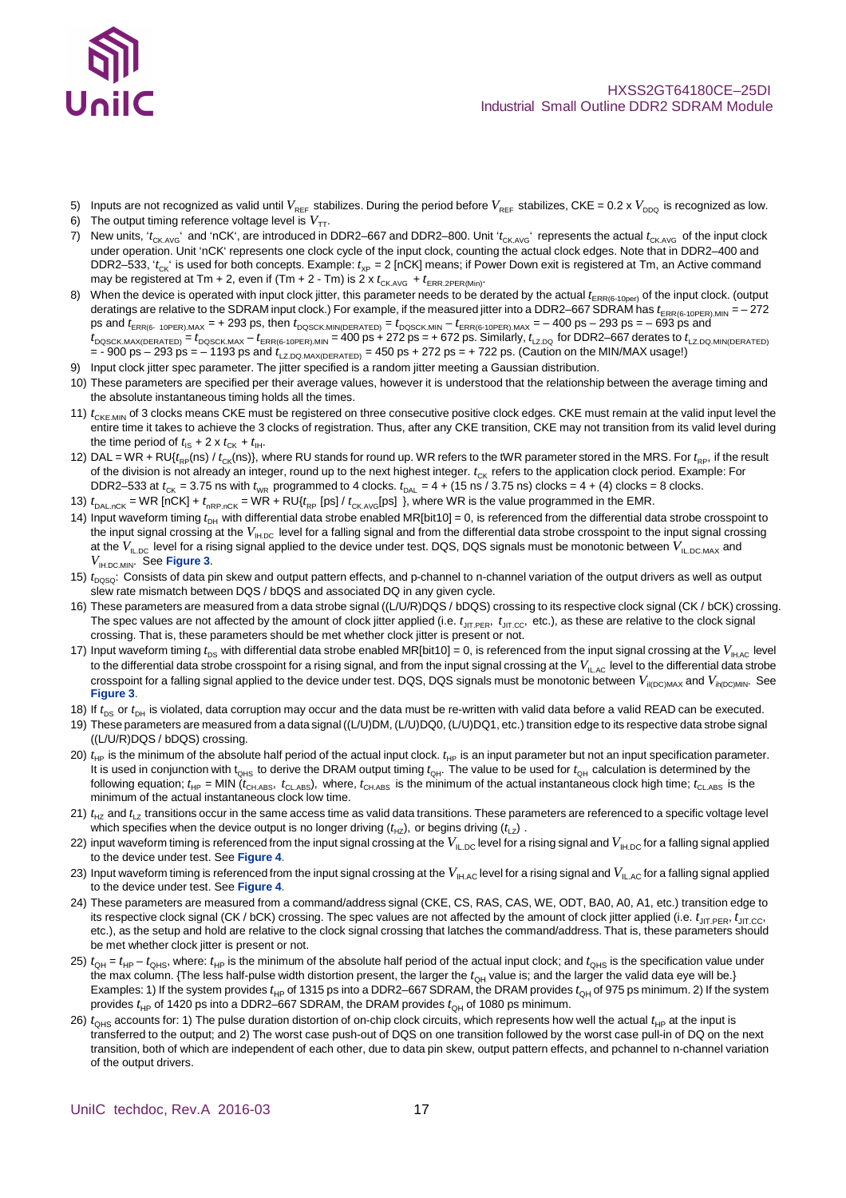5) Inputs are not recognized as valid until $V_{REF}$ stabilizes. During the period before $V_{REF}$ stabilizes, CKE = 0.2 x $V_{DDQ}$ is recognized as low.
6) The output timing reference voltage level is $V_{TT}$.
7) New units, '$t_{CK.AVG}$' and 'nCK', are introduced in DDR2–667 and DDR2–800. Unit '$t_{CK.AVG}$' represents the actual $t_{CK.AVG}$ of the input clock under operation. Unit 'nCK' represents one clock cycle of the input clock, counting the actual clock edges. Note that in DDR2–400 and DDR2–533, '$t_{CK}$' is used for both concepts. Example: $t_{XP}$ = 2 [nCK] means; if Power Down exit is registered at Tm, an Active command may be registered at Tm + 2, even if (Tm + 2 - Tm) is 2 x $t_{CK.AVG}$ + $t_{ERR.2PER(Min)}$.
8) When the device is operated with input clock jitter, this parameter needs to be derated by the actual $t_{ERR(6-10per)}$ of the input clock. (output deratings are relative to the SDRAM input clock.) For example, if the measured jitter into a DDR2–667 SDRAM has $t_{ERR(6-10PER).MIN}$ = – 272 ps and $t_{ERR(6-10PER).MAX}$ = + 293 ps, then $t_{DQSCK.MIN(DERATED)}$ = $t_{DQSCK.MIN}$ – $t_{ERR(6-10PER).MAX}$ = – 400 ps – 293 ps = – 693 ps and $t_{DQSCK.MAX(DERATED)}$ = $t_{DQSCK.MAX}$ – $t_{ERR(6-10PER).MIN}$ = 400 ps + 272 ps = + 672 ps. Similarly, $t_{LZ.DQ}$ for DDR2–667 derates to $t_{LZ.DQ.MIN(DERATED)}$ = - 900 ps – 293 ps = – 1193 ps and $t_{LZ.DQ.MAX(DERATED)}$ = 450 ps + 272 ps = + 722 ps. (Caution on the MIN/MAX usage!)
9) Input clock jitter spec parameter. The jitter specified is a random jitter meeting a Gaussian distribution.
10) These parameters are specified per their average values, however it is understood that the relationship between the average timing and the absolute instantaneous timing holds all the times.
11) $t_{CKE.MIN}$ of 3 clocks means CKE must be registered on three consecutive positive clock edges. CKE must remain at the valid input level the entire time it takes to achieve the 3 clocks of registration. Thus, after any CKE transition, CKE may not transition from its valid level during the time period of $t_{IS}$ + 2 x $t_{CK}$ + $t_{IH}$.
12) DAL = WR + RU{$t_{RP}$(ns) / $t_{CK}$(ns)}, where RU stands for round up. WR refers to the tWR parameter stored in the MRS. For $t_{RP}$, if the result of the division is not already an integer, round up to the next highest integer. $t_{CK}$ refers to the application clock period. Example: For DDR2–533 at $t_{CK}$ = 3.75 ns with $t_{WR}$ programmed to 4 clocks. $t_{DAL}$ = 4 + (15 ns / 3.75 ns) clocks = 4 + (4) clocks = 8 clocks.
13) $t_{DAL.nCK}$ = WR [nCK] + $t_{nRP.nCK}$ = WR + RU{$t_{RP}$ [ps] / $t_{CK.AVG}$[ps] }, where WR is the value programmed in the EMR.
14) Input waveform timing $t_{DH}$ with differential data strobe enabled MR[bit10] = 0, is referenced from the differential data strobe crosspoint to the input signal crossing at the $V_{IH.DC}$ level for a falling signal and from the differential data strobe crosspoint to the input signal crossing at the $V_{IL.DC}$ level for a rising signal applied to the device under test. DQS, DQS signals must be monotonic between $V_{IL.DC.MAX}$ and $V_{IH.DC.MIN}$. See **Figure 3**.
15) $t_{DQSQ}$: Consists of data pin skew and output pattern effects, and p-channel to n-channel variation of the output drivers as well as output slew rate mismatch between DQS / bDQS and associated DQ in any given cycle.
16) These parameters are measured from a data strobe signal ((L/U/R)DQS / bDQS) crossing to its respective clock signal (CK / bCK) crossing. The spec values are not affected by the amount of clock jitter applied (i.e. $t_{JIT.PER}$, $t_{JIT.CC}$, etc.), as these are relative to the clock signal crossing. That is, these parameters should be met whether clock jitter is present or not.
17) Input waveform timing $t_{DS}$ with differential data strobe enabled MR[bit10] = 0, is referenced from the input signal crossing at the $V_{IH.AC}$ level to the differential data strobe crosspoint for a rising signal, and from the input signal crossing at the $V_{IL.AC}$ level to the differential data strobe crosspoint for a falling signal applied to the device under test. DQS, DQS signals must be monotonic between $V_{il(DC)MAX}$ and $V_{ih(DC)MIN}$. See **Figure 3**.
18) If $t_{DS}$ or $t_{DH}$ is violated, data corruption may occur and the data must be re-written with valid data before a valid READ can be executed.
19) These parameters are measured from a data signal ((L/U)DM, (L/U)DQ0, (L/U)DQ1, etc.) transition edge to its respective data strobe signal ((L/U/R)DQS / bDQS) crossing.
20) $t_{HP}$ is the minimum of the absolute half period of the actual input clock. $t_{HP}$ is an input parameter but not an input specification parameter. It is used in conjunction with $t_{QHS}$ to derive the DRAM output timing $t_{QH}$. The value to be used for $t_{QH}$ calculation is determined by the following equation; $t_{HP}$ = MIN ($t_{CH.ABS}$, $t_{CL.ABS}$), where, $t_{CH.ABS}$ is the minimum of the actual instantaneous clock high time; $t_{CL.ABS}$ is the minimum of the actual instantaneous clock low time.
21) $t_{HZ}$ and $t_{LZ}$ transitions occur in the same access time as valid data transitions. These parameters are referenced to a specific voltage level which specifies when the device output is no longer driving ($t_{HZ}$), or begins driving ($t_{LZ}$) .
22) input waveform timing is referenced from the input signal crossing at the $V_{IL.DC}$ level for a rising signal and $V_{IH.DC}$ for a falling signal applied to the device under test. See **Figure 4**.
23) Input waveform timing is referenced from the input signal crossing at the $V_{IH.AC}$ level for a rising signal and $V_{IL.AC}$ for a falling signal applied to the device under test. See **Figure 4**.
24) These parameters are measured from a command/address signal (CKE, CS, RAS, CAS, WE, ODT, BA0, A0, A1, etc.) transition edge to its respective clock signal (CK / bCK) crossing. The spec values are not affected by the amount of clock jitter applied (i.e. $t_{JIT.PER}$, $t_{JIT.CC}$, etc.), as the setup and hold are relative to the clock signal crossing that latches the command/address. That is, these parameters should be met whether clock jitter is present or not.
25) $t_{QH}$ = $t_{HP}$ – $t_{QHS}$, where: $t_{HP}$ is the minimum of the absolute half period of the actual input clock; and $t_{QHS}$ is the specification value under the max column. {The less half-pulse width distortion present, the larger the $t_{QH}$ value is; and the larger the valid data eye will be.} Examples: 1) If the system provides $t_{HP}$ of 1315 ps into a DDR2–667 SDRAM, the DRAM provides $t_{QH}$ of 975 ps minimum. 2) If the system provides $t_{HP}$ of 1420 ps into a DDR2–667 SDRAM, the DRAM provides $t_{QH}$ of 1080 ps minimum.
26) $t_{QHS}$ accounts for: 1) The pulse duration distortion of on-chip clock circuits, which represents how well the actual $t_{HP}$ at the input is transferred to the output; and 2) The worst case push-out of DQS on one transition followed by the worst case pull-in of DQ on the next transition, both of which are independent of each other, due to data pin skew, output pattern effects, and pchannel to n-channel variation of the output drivers.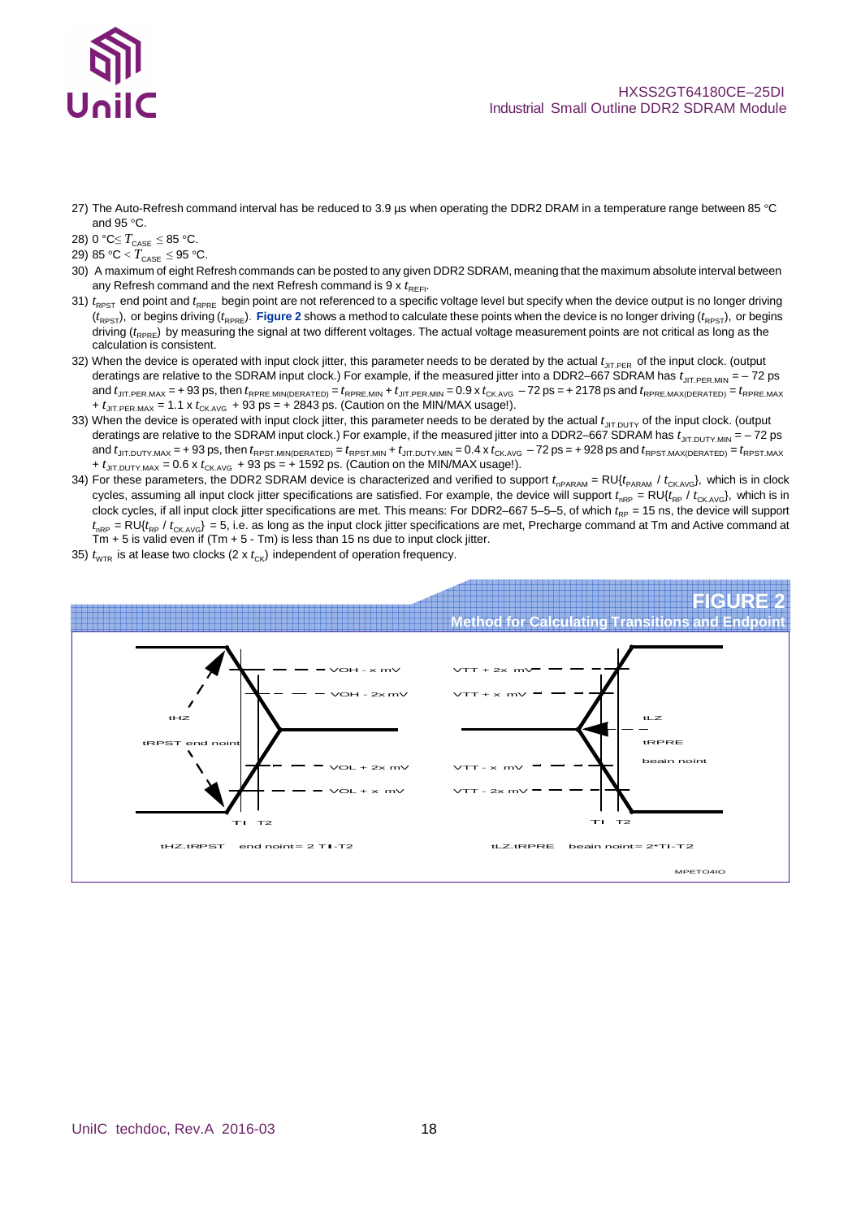27) The Auto-Refresh command interval has be reduced to 3.9 µs when operating the DDR2 DRAM in a temperature range between 85 °C and 95 °C.

28) 0 °C≤ $T_{CASE}$ ≤ 85 °C.

29) 85 °C < $T_{CASE}$ ≤ 95 °C.

30) A maximum of eight Refresh commands can be posted to any given DDR2 SDRAM, meaning that the maximum absolute interval between any Refresh command and the next Refresh command is 9 x $t_{REFI}$.

31) $t_{RPST}$ end point and $t_{RPRE}$ begin point are not referenced to a specific voltage level but specify when the device output is no longer driving ($t_{RPST}$), or begins driving ($t_{RPRE}$). **Figure 2** shows a method to calculate these points when the device is no longer driving ($t_{RPST}$), or begins driving ($t_{RPRE}$) by measuring the signal at two different voltages. The actual voltage measurement points are not critical as long as the calculation is consistent.

32) When the device is operated with input clock jitter, this parameter needs to be derated by the actual $t_{JIT.PER}$ of the input clock. (output deratings are relative to the SDRAM input clock.) For example, if the measured jitter into a DDR2–667 SDRAM has $t_{JIT.PER.MIN}$ = – 72 ps and $t_{JIT.PER.MAX}$ = + 93 ps, then $t_{RPRE.MIN(DERATED)}$ = $t_{RPRE.MIN}$ + $t_{JIT.PER.MIN}$ = 0.9 x $t_{CK.AVG}$ – 72 ps = + 2178 ps and $t_{RPRE.MAX(DERATED)}$ = $t_{RPRE.MAX}$ + $t_{JIT.PER.MAX}$ = 1.1 x $t_{CK.AVG}$ + 93 ps = + 2843 ps. (Caution on the MIN/MAX usage!).

33) When the device is operated with input clock jitter, this parameter needs to be derated by the actual $t_{JIT.DUTY}$ of the input clock. (output deratings are relative to the SDRAM input clock.) For example, if the measured jitter into a DDR2–667 SDRAM has $t_{JIT.DUTY.MIN}$ = – 72 ps and $t_{JIT.DUTY.MAX}$ = + 93 ps, then $t_{RPST.MIN(DERATED)}$ = $t_{RPST.MIN}$ + $t_{JIT.DUTY.MIN}$ = 0.4 x $t_{CK.AVG}$ – 72 ps = + 928 ps and $t_{RPST.MAX(DERATED)}$ = $t_{RPST.MAX}$ + $t_{JIT.DUTY.MAX}$ = 0.6 x $t_{CK.AVG}$ + 93 ps = + 1592 ps. (Caution on the MIN/MAX usage!).

34) For these parameters, the DDR2 SDRAM device is characterized and verified to support $t_{nPARAM}$ = RU{$t_{PARAM}$ / $t_{CK.AVG}$}, which is in clock cycles, assuming all input clock jitter specifications are satisfied. For example, the device will support $t_{nRP}$ = RU{$t_{RP}$ / $t_{CK.AVG}$}, which is in clock cycles, if all input clock jitter specifications are met. This means: For DDR2–667 5–5–5, of which $t_{RP}$ = 15 ns, the device will support $t_{nRP}$ = RU{$t_{RP}$ / $t_{CK.AVG}$} = 5, i.e. as long as the input clock jitter specifications are met, Precharge command at Tm and Active command at Tm + 5 is valid even if (Tm + 5 - Tm) is less than 15 ns due to input clock jitter.

35) $t_{WTR}$ is at lease two clocks (2 x $t_{CK}$) independent of operation frequency.

**FIGURE 2**
**Method for Calculating Transitions and Endpoint**

tHZ, tRPST end point: VOH - x mV, VOH - 2x mV, VOL + 2x mV, VOL + x mV, T1, T2

tHZ,tRPST end point= 2 T1-T2

tLZ, tRPRE begin point: VTT + 2x mV, VTT + x mV, VTT - x mV, VTT - 2x mV, T1, T2

tLZ,tRPRE begin point= 2*T1-T2

MPETO4IO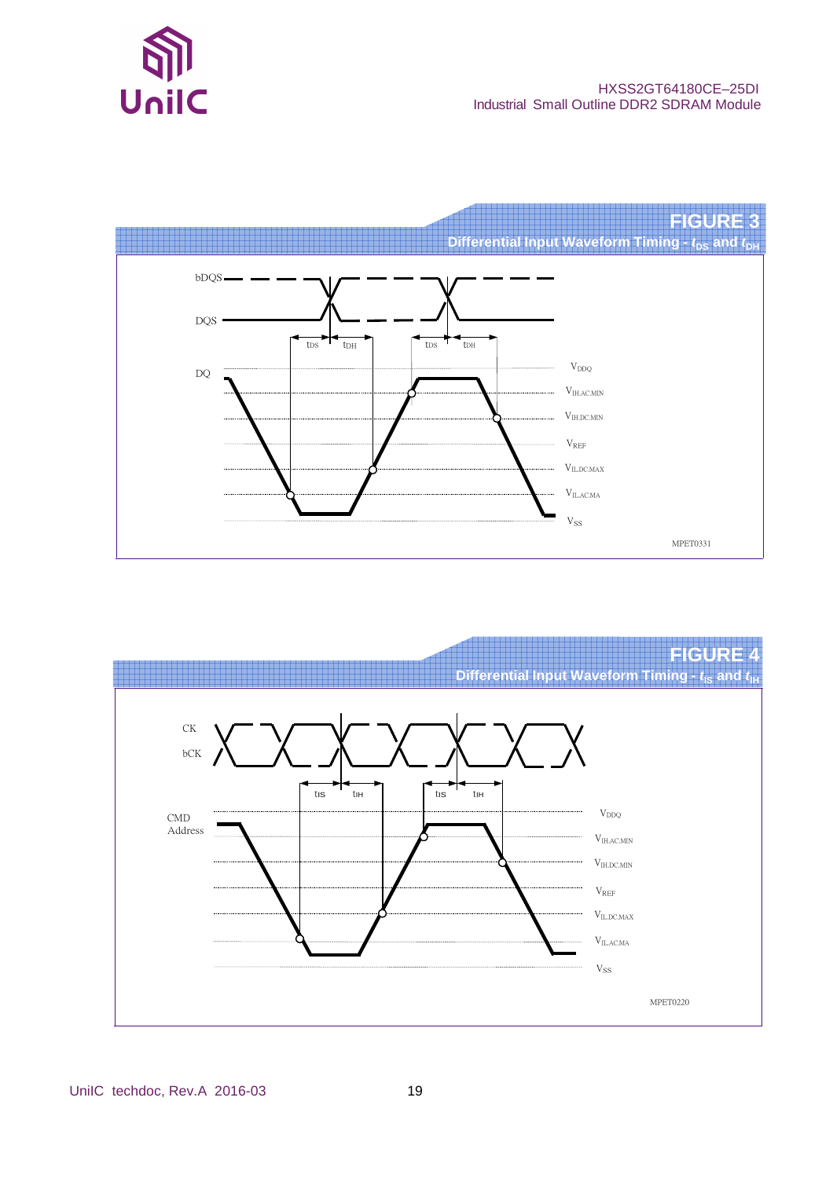## FIGURE 3

**Differential Input Waveform Timing - $t_{DS}$ and $t_{DH}$**

bDQS

DQS

$t_{DS}$ $t_{DH}$ $t_{DS}$ $t_{DH}$

DQ

$V_{DDQ}$

$V_{IH.AC.MIN}$

$V_{IH.DC.MIN}$

$V_{REF}$

$V_{IL.DC.MAX}$

$V_{IL.AC.MA}$

$V_{SS}$

MPET0331

## FIGURE 4

**Differential Input Waveform Timing - $t_{IS}$ and $t_{IH}$**

CK

bCK

$t_{IS}$ $t_{IH}$ $t_{IS}$ $t_{IH}$

CMD Address

$V_{DDQ}$

$V_{IH.AC.MIN}$

$V_{IH.DC.MIN}$

$V_{REF}$

$V_{IL.DC.MAX}$

$V_{IL.AC.MA}$

$V_{SS}$

MPET0220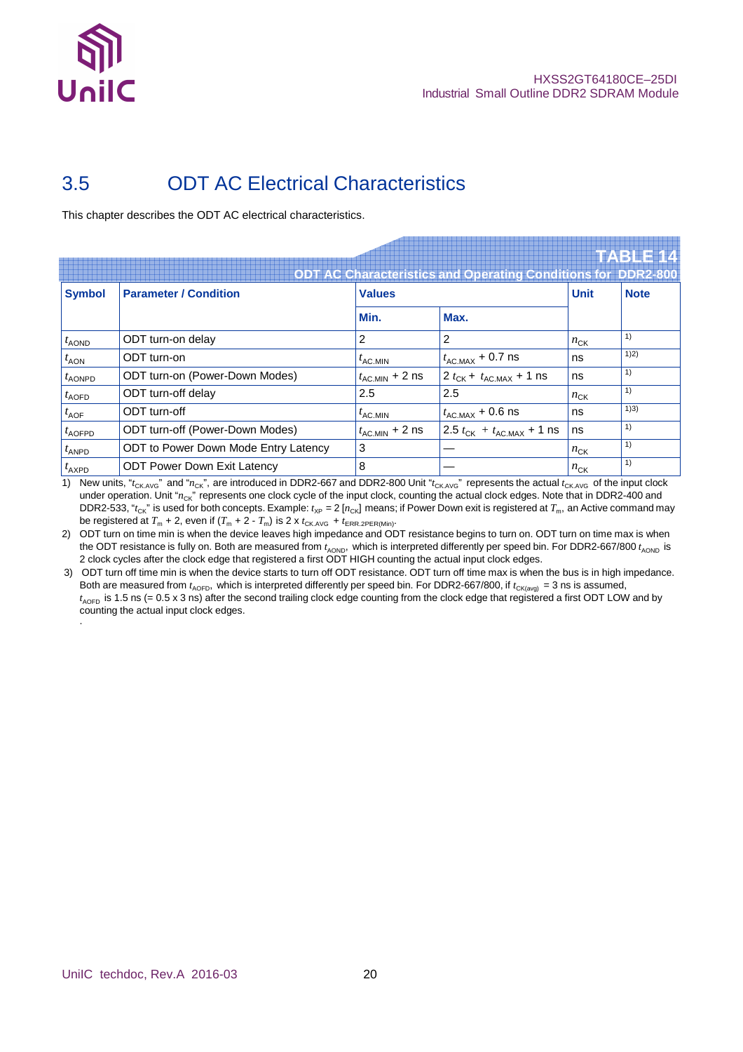## 3.5 ODT AC Electrical Characteristics

This chapter describes the ODT AC electrical characteristics.

**TABLE 14**
**ODT AC Characteristics and Operating Conditions for DDR2-800**

| Symbol | Parameter / Condition | Values | | Unit | Note |
|---|---|---|---|---|---|
| | | Min. | Max. | | |
| $t_{AOND}$ | ODT turn-on delay | 2 | 2 | $n_{CK}$ | 1) |
| $t_{AON}$ | ODT turn-on | $t_{AC.MIN}$ | $t_{AC.MAX}$ + 0.7 ns | ns | 1)2) |
| $t_{AONPD}$ | ODT turn-on (Power-Down Modes) | $t_{AC.MIN}$ + 2 ns | 2 $t_{CK}$ + $t_{AC.MAX}$ + 1 ns | ns | 1) |
| $t_{AOFD}$ | ODT turn-off delay | 2.5 | 2.5 | $n_{CK}$ | 1) |
| $t_{AOF}$ | ODT turn-off | $t_{AC.MIN}$ | $t_{AC.MAX}$ + 0.6 ns | ns | 1)3) |
| $t_{AOFPD}$ | ODT turn-off (Power-Down Modes) | $t_{AC.MIN}$ + 2 ns | 2.5 $t_{CK}$ + $t_{AC.MAX}$ + 1 ns | ns | 1) |
| $t_{ANPD}$ | ODT to Power Down Mode Entry Latency | 3 | — | $n_{CK}$ | 1) |
| $t_{AXPD}$ | ODT Power Down Exit Latency | 8 | — | $n_{CK}$ | 1) |

1) New units, "$t_{CK.AVG}$" and "$n_{CK}$", are introduced in DDR2-667 and DDR2-800 Unit "$t_{CK.AVG}$" represents the actual $t_{CK.AVG}$ of the input clock under operation. Unit "$n_{CK}$" represents one clock cycle of the input clock, counting the actual clock edges. Note that in DDR2-400 and DDR2-533, "$t_{CK}$" is used for both concepts. Example: $t_{XP}$ = 2 [$n_{CK}$] means; if Power Down exit is registered at $T_m$, an Active command may be registered at $T_m$ + 2, even if ($T_m$ + 2 - $T_m$) is 2 x $t_{CK.AVG}$ + $t_{ERR.2PER(Min)}$.

2) ODT turn on time min is when the device leaves high impedance and ODT resistance begins to turn on. ODT turn on time max is when the ODT resistance is fully on. Both are measured from $t_{AOND}$, which is interpreted differently per speed bin. For DDR2-667/800 $t_{AOND}$ is 2 clock cycles after the clock edge that registered a first ODT HIGH counting the actual input clock edges.

3) ODT turn off time min is when the device starts to turn off ODT resistance. ODT turn off time max is when the bus is in high impedance. Both are measured from $t_{AOFD}$, which is interpreted differently per speed bin. For DDR2-667/800, if $t_{CK(avg)}$ = 3 ns is assumed, $t_{AOFD}$ is 1.5 ns (= 0.5 x 3 ns) after the second trailing clock edge counting from the clock edge that registered a first ODT LOW and by counting the actual input clock edges.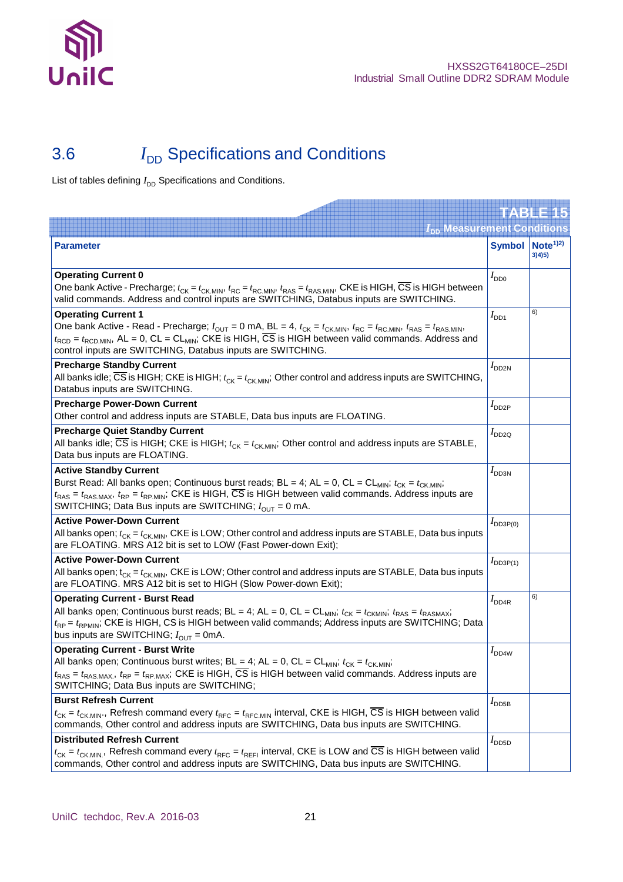## 3.6 $I_{DD}$ Specifications and Conditions

List of tables defining $I_{DD}$ Specifications and Conditions.

**TABLE 15**
**$I_{DD}$ Measurement Conditions**

| Parameter | Symbol | Note[1)2)3)4)5)] |
|---|---|---|
| **Operating Current 0**<br>One bank Active - Precharge; $t_{CK} = t_{CK.MIN}$, $t_{RC} = t_{RC.MIN}$, $t_{RAS} = t_{RAS.MIN}$, CKE is HIGH, $\overline{CS}$ is HIGH between valid commands. Address and control inputs are SWITCHING, Databus inputs are SWITCHING. | $I_{DD0}$ | |
| **Operating Current 1**<br>One bank Active - Read - Precharge; $I_{OUT}$ = 0 mA, BL = 4, $t_{CK} = t_{CK.MIN}$, $t_{RC} = t_{RC.MIN}$, $t_{RAS} = t_{RAS.MIN}$, $t_{RCD} = t_{RCD.MIN}$, AL = 0, CL = $CL_{MIN}$; CKE is HIGH, $\overline{CS}$ is HIGH between valid commands. Address and control inputs are SWITCHING, Databus inputs are SWITCHING. | $I_{DD1}$ | 6) |
| **Precharge Standby Current**<br>All banks idle; $\overline{CS}$ is HIGH; CKE is HIGH; $t_{CK} = t_{CK.MIN}$; Other control and address inputs are SWITCHING, Databus inputs are SWITCHING. | $I_{DD2N}$ | |
| **Precharge Power-Down Current**<br>Other control and address inputs are STABLE, Data bus inputs are FLOATING. | $I_{DD2P}$ | |
| **Precharge Quiet Standby Current**<br>All banks idle; $\overline{CS}$ is HIGH; CKE is HIGH; $t_{CK} = t_{CK.MIN}$; Other control and address inputs are STABLE, Data bus inputs are FLOATING. | $I_{DD2Q}$ | |
| **Active Standby Current**<br>Burst Read: All banks open; Continuous burst reads; BL = 4; AL = 0, CL = $CL_{MIN}$; $t_{CK} = t_{CK.MIN}$; $t_{RAS} = t_{RAS.MAX}$, $t_{RP} = t_{RP.MIN}$; CKE is HIGH, $\overline{CS}$ is HIGH between valid commands. Address inputs are SWITCHING; Data Bus inputs are SWITCHING; $I_{OUT}$ = 0 mA. | $I_{DD3N}$ | |
| **Active Power-Down Current**<br>All banks open; $t_{CK} = t_{CK.MIN}$, CKE is LOW; Other control and address inputs are STABLE, Data bus inputs are FLOATING. MRS A12 bit is set to LOW (Fast Power-down Exit); | $I_{DD3P(0)}$ | |
| **Active Power-Down Current**<br>All banks open; $t_{CK} = t_{CK.MIN}$, CKE is LOW; Other control and address inputs are STABLE, Data bus inputs are FLOATING. MRS A12 bit is set to HIGH (Slow Power-down Exit); | $I_{DD3P(1)}$ | |
| **Operating Current - Burst Read**<br>All banks open; Continuous burst reads; BL = 4; AL = 0, CL = $CL_{MIN}$; $t_{CK} = t_{CKMIN}$; $t_{RAS} = t_{RASMAX}$; $t_{RP} = t_{RPMIN}$; CKE is HIGH, CS is HIGH between valid commands; Address inputs are SWITCHING; Data bus inputs are SWITCHING; $I_{OUT}$ = 0mA. | $I_{DD4R}$ | 6) |
| **Operating Current - Burst Write**<br>All banks open; Continuous burst writes; BL = 4; AL = 0, CL = $CL_{MIN}$; $t_{CK} = t_{CK.MIN}$; $t_{RAS} = t_{RAS.MAX.}$, $t_{RP} = t_{RP.MAX}$; CKE is HIGH, $\overline{CS}$ is HIGH between valid commands. Address inputs are SWITCHING; Data Bus inputs are SWITCHING; | $I_{DD4W}$ | |
| **Burst Refresh Current**<br>$t_{CK} = t_{CK.MIN.}$, Refresh command every $t_{RFC} = t_{RFC.MIN}$ interval, CKE is HIGH, $\overline{CS}$ is HIGH between valid commands, Other control and address inputs are SWITCHING, Data bus inputs are SWITCHING. | $I_{DD5B}$ | |
| **Distributed Refresh Current**<br>$t_{CK} = t_{CK.MIN.}$, Refresh command every $t_{RFC} = t_{REFI}$ interval, CKE is LOW and $\overline{CS}$ is HIGH between valid commands, Other control and address inputs are SWITCHING, Data bus inputs are SWITCHING. | $I_{DD5D}$ | |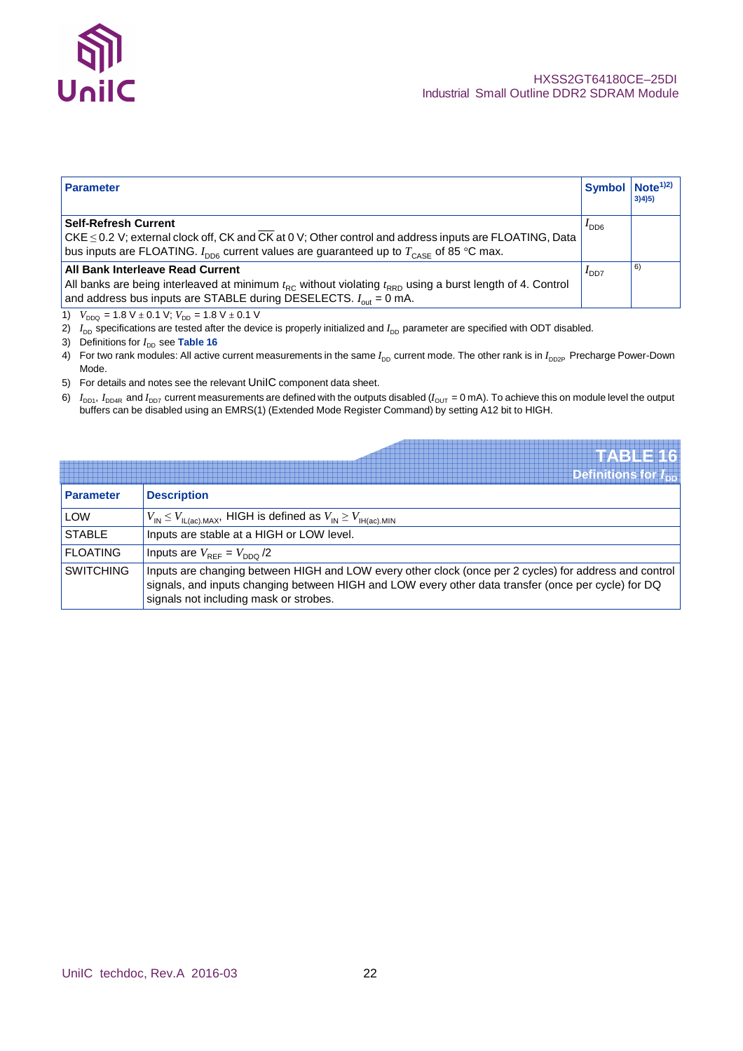| Parameter | Symbol | Note[1)2)3)4)5)] |
|---|---|---|
| **Self-Refresh Current**<br>CKE ≤ 0.2 V; external clock off, CK and $\overline{CK}$ at 0 V; Other control and address inputs are FLOATING, Data bus inputs are FLOATING. $I_{DD6}$ current values are guaranteed up to $T_{CASE}$ of 85 °C max. | $I_{DD6}$ | |
| **All Bank Interleave Read Current**<br>All banks are being interleaved at minimum $t_{RC}$ without violating $t_{RRD}$ using a burst length of 4. Control and address bus inputs are STABLE during DESELECTS. $I_{out}$ = 0 mA. | $I_{DD7}$ | 6) |

1) $V_{DDQ}$ = 1.8 V ± 0.1 V; $V_{DD}$ = 1.8 V ± 0.1 V
2) $I_{DD}$ specifications are tested after the device is properly initialized and $I_{DD}$ parameter are specified with ODT disabled.
3) Definitions for $I_{DD}$ see **Table 16**
4) For two rank modules: All active current measurements in the same $I_{DD}$ current mode. The other rank is in $I_{DD2P}$ Precharge Power-Down Mode.
5) For details and notes see the relevant UniIC component data sheet.
6) $I_{DD1}$, $I_{DD4R}$ and $I_{DD7}$ current measurements are defined with the outputs disabled ($I_{OUT}$ = 0 mA). To achieve this on module level the output buffers can be disabled using an EMRS(1) (Extended Mode Register Command) by setting A12 bit to HIGH.

**TABLE 16**
**Definitions for $I_{DD}$**

| Parameter | Description |
|---|---|
| LOW | $V_{IN} \leq V_{IL(ac).MAX}$, HIGH is defined as $V_{IN} \geq V_{IH(ac).MIN}$ |
| STABLE | Inputs are stable at a HIGH or LOW level. |
| FLOATING | Inputs are $V_{REF} = V_{DDQ}$ /2 |
| SWITCHING | Inputs are changing between HIGH and LOW every other clock (once per 2 cycles) for address and control signals, and inputs changing between HIGH and LOW every other data transfer (once per cycle) for DQ signals not including mask or strobes. |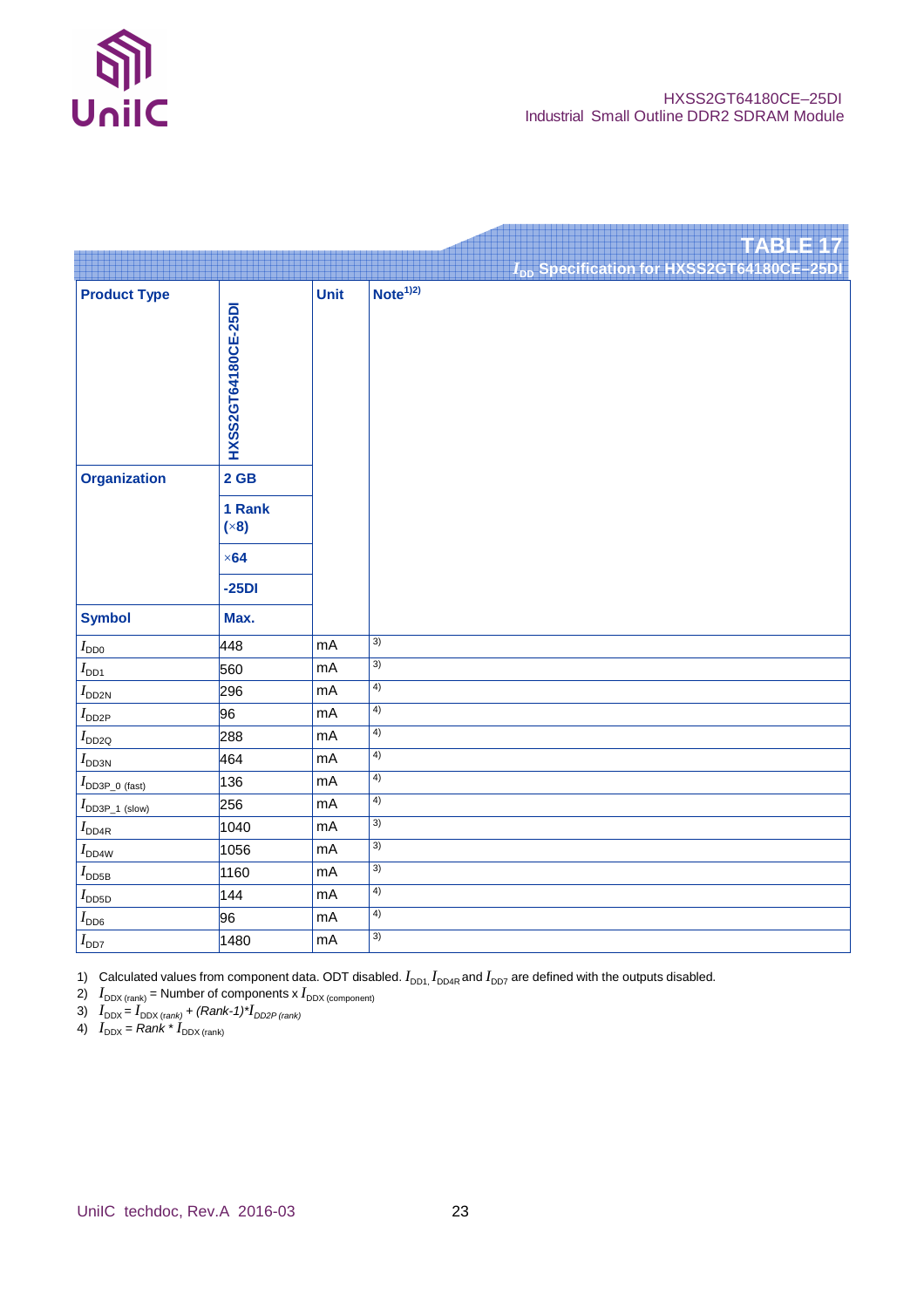## TABLE 17

### $I_{DD}$ Specification for HXSS2GT64180CE–25DI

| Product Type | HXSS2GT64180CE-25DI | Unit | Note[1)2)] |
|---|---|---|---|
| Organization | 2 GB | | |
| | 1 Rank (×8) | | |
| | ×64 | | |
| | -25DI | | |
| Symbol | Max. | | |
| $I_{DD0}$ | 448 | mA | 3) |
| $I_{DD1}$ | 560 | mA | 3) |
| $I_{DD2N}$ | 296 | mA | 4) |
| $I_{DD2P}$ | 96 | mA | 4) |
| $I_{DD2Q}$ | 288 | mA | 4) |
| $I_{DD3N}$ | 464 | mA | 4) |
| $I_{DD3P\_0 \text{ (fast)}}$ | 136 | mA | 4) |
| $I_{DD3P\_1 \text{ (slow)}}$ | 256 | mA | 4) |
| $I_{DD4R}$ | 1040 | mA | 3) |
| $I_{DD4W}$ | 1056 | mA | 3) |
| $I_{DD5B}$ | 1160 | mA | 3) |
| $I_{DD5D}$ | 144 | mA | 4) |
| $I_{DD6}$ | 96 | mA | 4) |
| $I_{DD7}$ | 1480 | mA | 3) |

1) Calculated values from component data. ODT disabled. $I_{DD1}$, $I_{DD4R}$ and $I_{DD7}$ are defined with the outputs disabled.
2) $I_{DDX \text{ (rank)}}$ = Number of components x $I_{DDX \text{ (component)}}$
3) $I_{DDX} = I_{DDX \text{ (rank)}} + (Rank-1) * I_{DD2P \text{ (rank)}}$
4) $I_{DDX} = Rank * I_{DDX \text{ (rank)}}$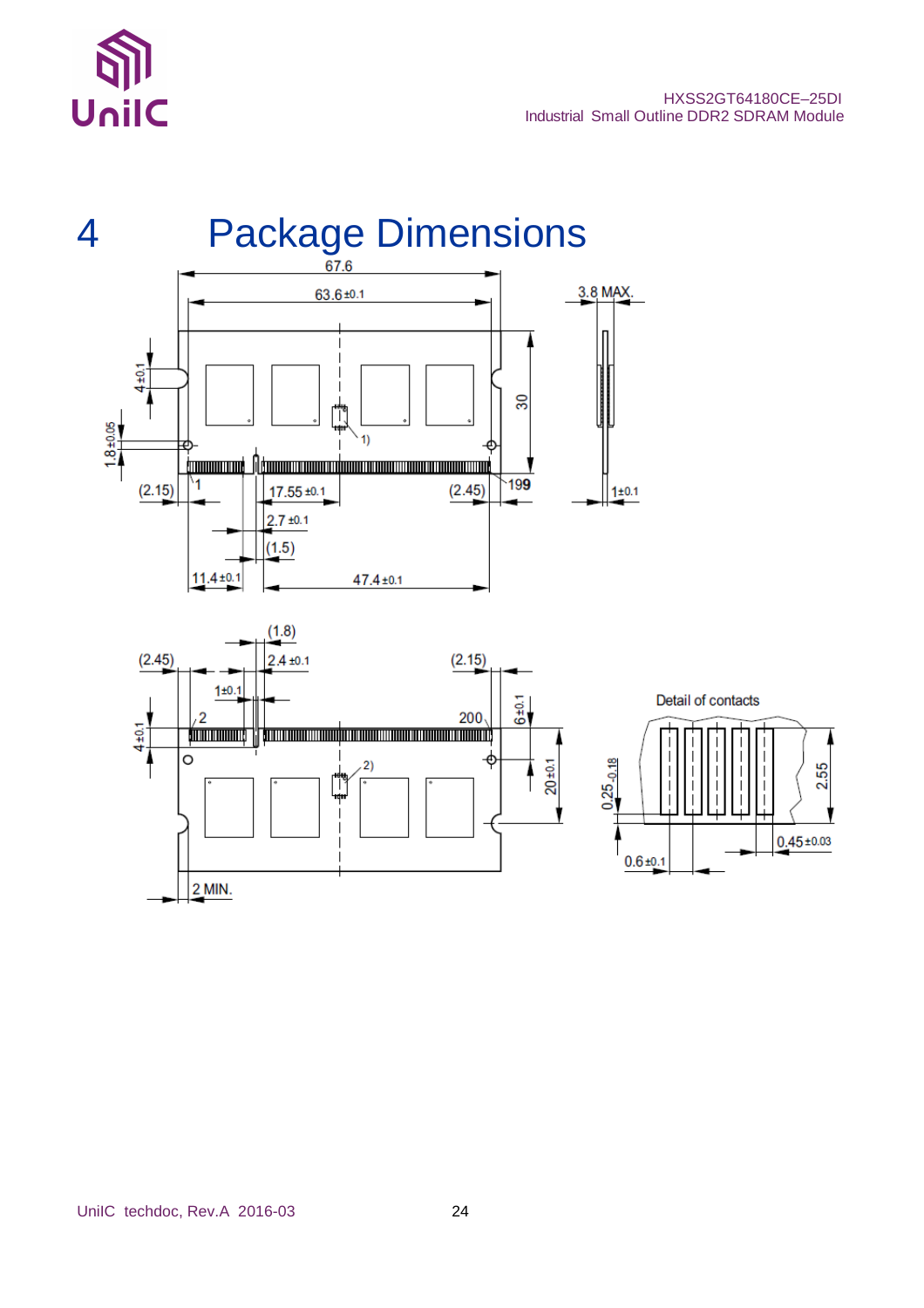# 4 Package Dimensions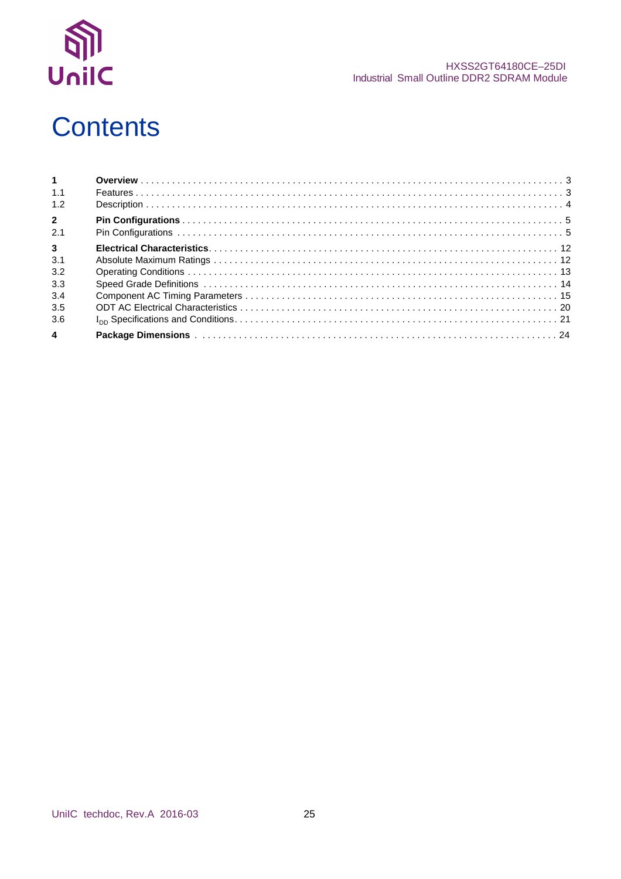# Contents

| | | |
|---|---|---|
| **1** | **Overview** | 3 |
| 1.1 | Features | 3 |
| 1.2 | Description | 4 |
| **2** | **Pin Configurations** | 5 |
| 2.1 | Pin Configurations | 5 |
| **3** | **Electrical Characteristics** | 12 |
| 3.1 | Absolute Maximum Ratings | 12 |
| 3.2 | Operating Conditions | 13 |
| 3.3 | Speed Grade Definitions | 14 |
| 3.4 | Component AC Timing Parameters | 15 |
| 3.5 | ODT AC Electrical Characteristics | 20 |
| 3.6 | $I_{DD}$ Specifications and Conditions | 21 |
| **4** | **Package Dimensions** | 24 |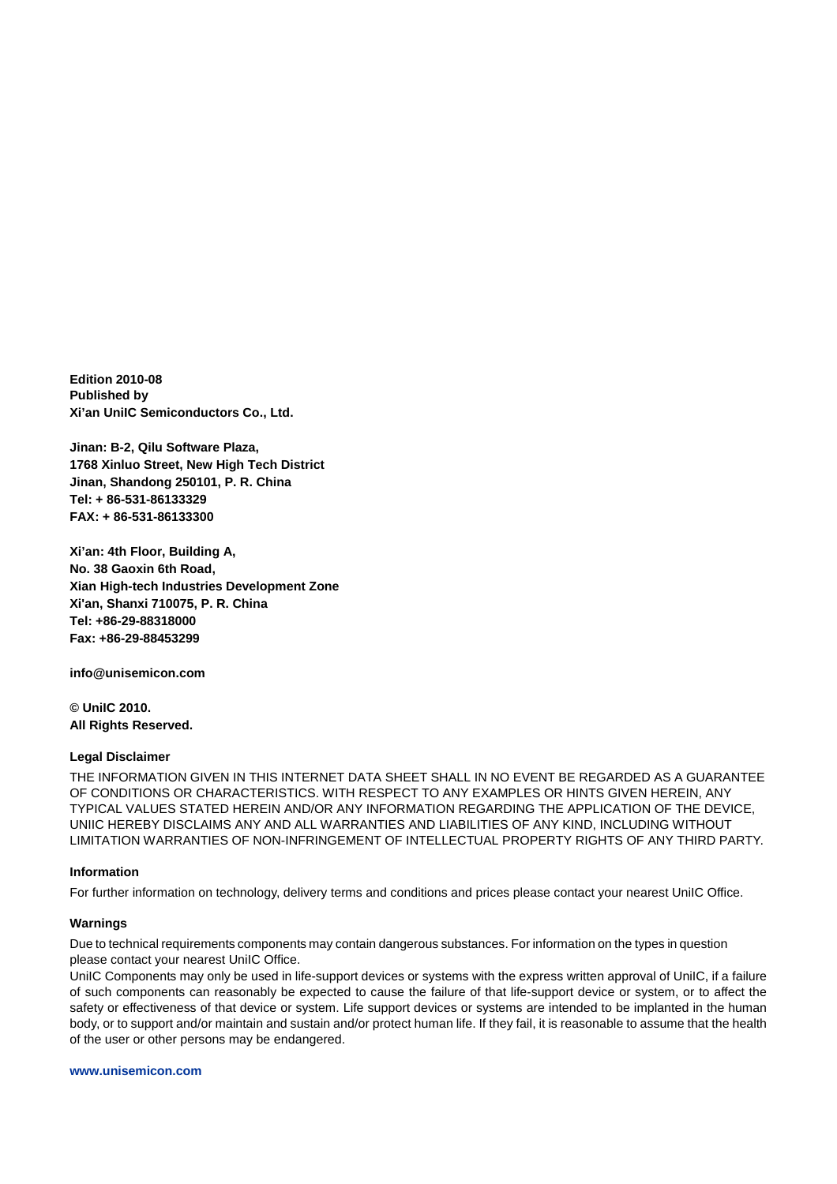**Edition 2010-08**
**Published by**
**Xi'an UniIC Semiconductors Co., Ltd.**

**Jinan: B-2, Qilu Software Plaza,**
**1768 Xinluo Street, New High Tech District**
**Jinan, Shandong 250101, P. R. China**
**Tel: + 86-531-86133329**
**FAX: + 86-531-86133300**

**Xi'an: 4th Floor, Building A,**
**No. 38 Gaoxin 6th Road,**
**Xian High-tech Industries Development Zone**
**Xi'an, Shanxi 710075, P. R. China**
**Tel: +86-29-88318000**
**Fax: +86-29-88453299**

**info@unisemicon.com**

**© UniIC 2010.**
**All Rights Reserved.**

#### Legal Disclaimer

THE INFORMATION GIVEN IN THIS INTERNET DATA SHEET SHALL IN NO EVENT BE REGARDED AS A GUARANTEE OF CONDITIONS OR CHARACTERISTICS. WITH RESPECT TO ANY EXAMPLES OR HINTS GIVEN HEREIN, ANY TYPICAL VALUES STATED HEREIN AND/OR ANY INFORMATION REGARDING THE APPLICATION OF THE DEVICE, UNIIC HEREBY DISCLAIMS ANY AND ALL WARRANTIES AND LIABILITIES OF ANY KIND, INCLUDING WITHOUT LIMITATION WARRANTIES OF NON-INFRINGEMENT OF INTELLECTUAL PROPERTY RIGHTS OF ANY THIRD PARTY.

#### Information

For further information on technology, delivery terms and conditions and prices please contact your nearest UniIC Office.

#### Warnings

Due to technical requirements components may contain dangerous substances. For information on the types in question please contact your nearest UniIC Office.

UniIC Components may only be used in life-support devices or systems with the express written approval of UniIC, if a failure of such components can reasonably be expected to cause the failure of that life-support device or system, or to affect the safety or effectiveness of that device or system. Life support devices or systems are intended to be implanted in the human body, or to support and/or maintain and sustain and/or protect human life. If they fail, it is reasonable to assume that the health of the user or other persons may be endangered.

**www.unisemicon.com**